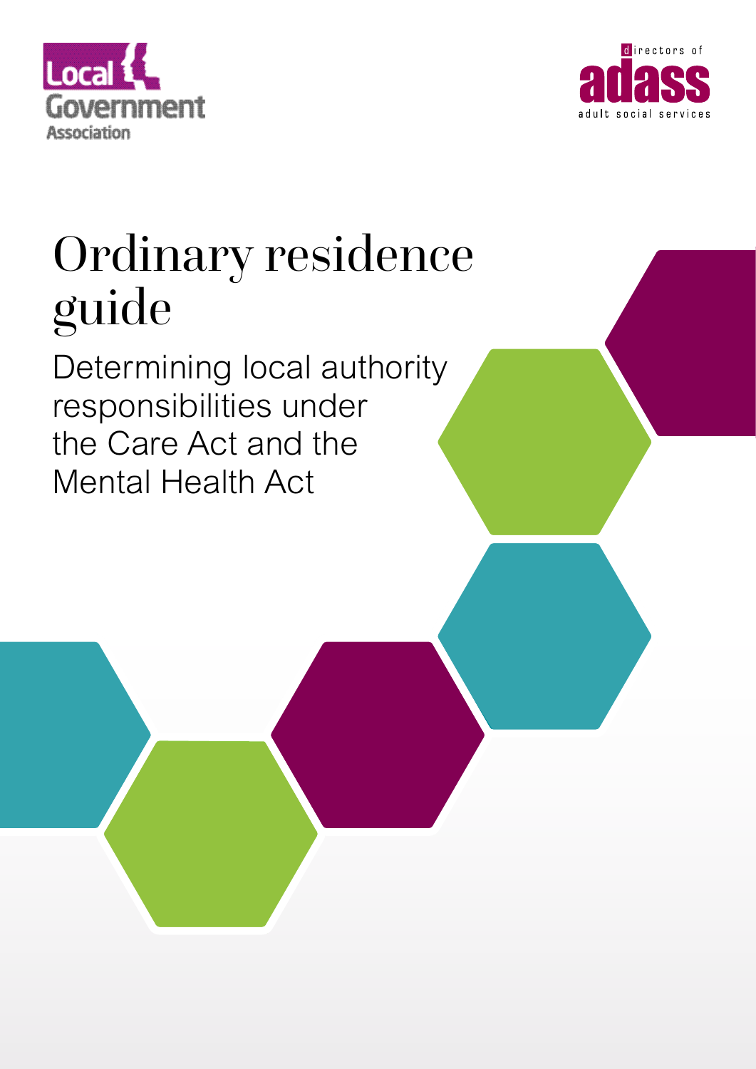Local Government Association

directors of adass adult social services

# Ordinary residence guide

## Determining local authority responsibilities under the Care Act and the Mental Health Act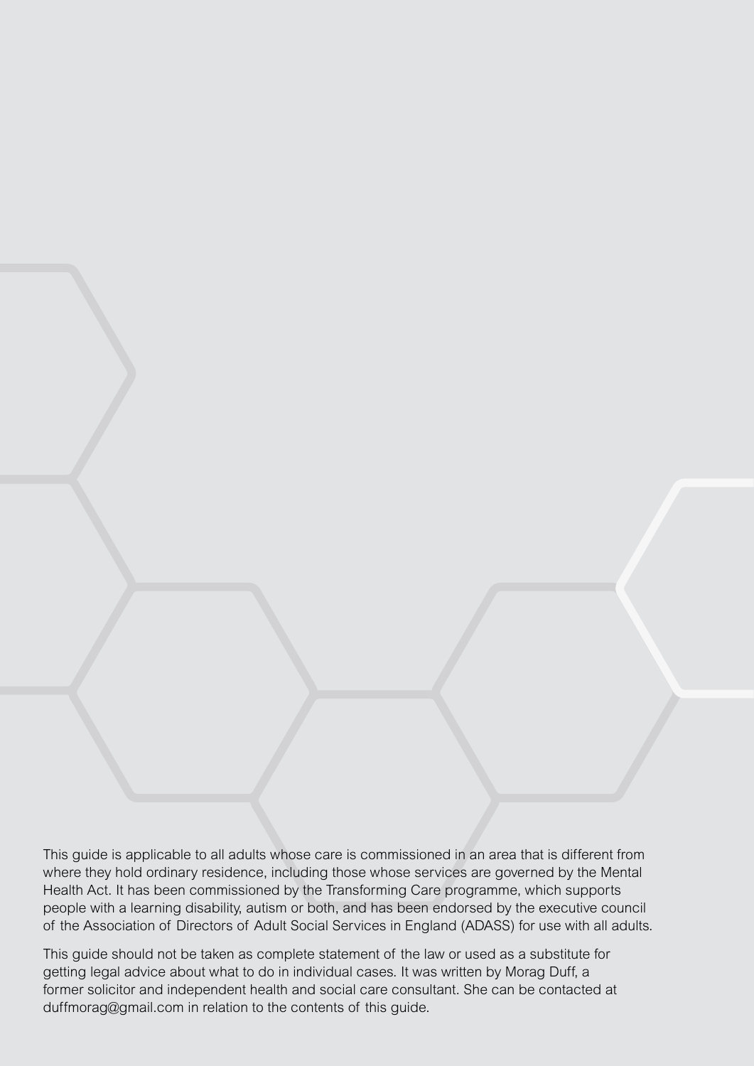This guide is applicable to all adults whose care is commissioned in an area that is different from where they hold ordinary residence, including those whose services are governed by the Mental Health Act. It has been commissioned by the Transforming Care programme, which supports people with a learning disability, autism or both, and has been endorsed by the executive council of the Association of Directors of Adult Social Services in England (ADASS) for use with all adults.

This guide should not be taken as complete statement of the law or used as a substitute for getting legal advice about what to do in individual cases. It was written by Morag Duff, a former solicitor and independent health and social care consultant. She can be contacted at duffmorag@gmail.com in relation to the contents of this guide.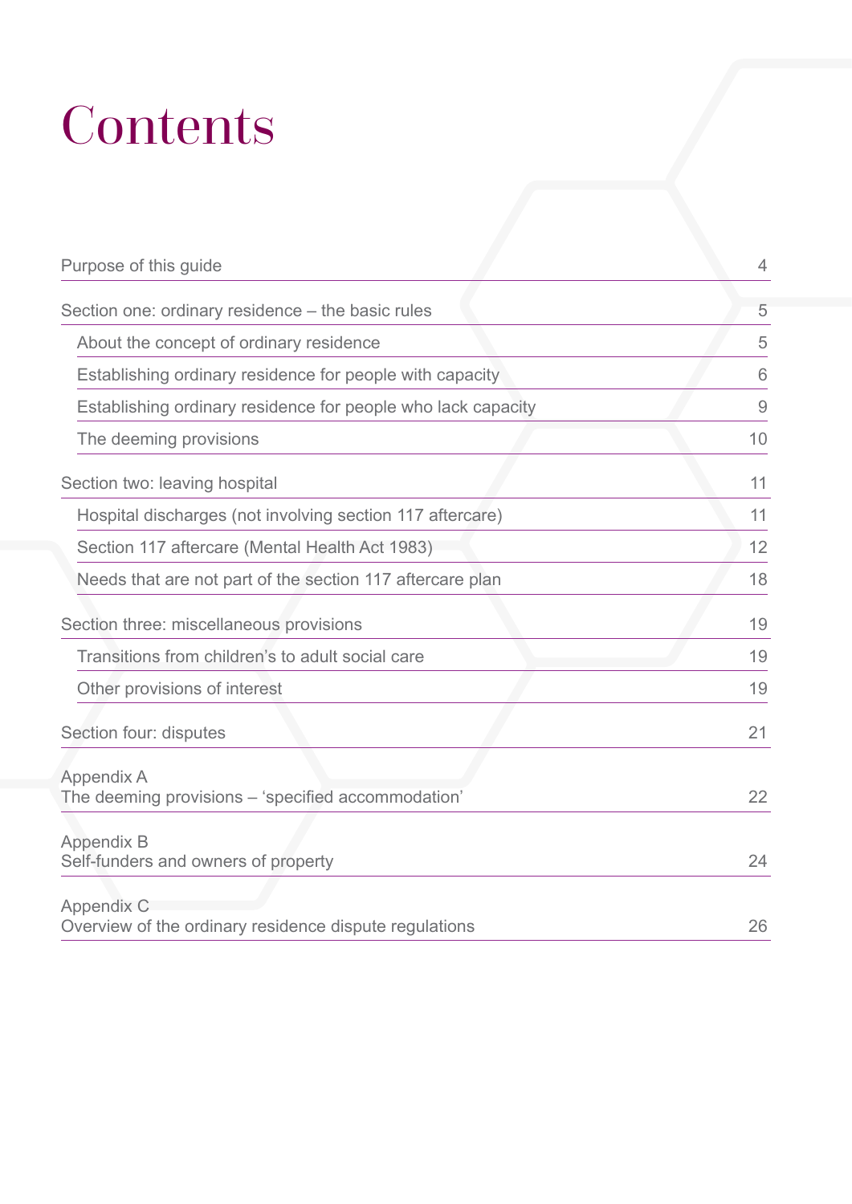# Contents

| | |
|---|---|
| Purpose of this guide | 4 |
| Section one: ordinary residence – the basic rules | 5 |
| About the concept of ordinary residence | 5 |
| Establishing ordinary residence for people with capacity | 6 |
| Establishing ordinary residence for people who lack capacity | 9 |
| The deeming provisions | 10 |
| Section two: leaving hospital | 11 |
| Hospital discharges (not involving section 117 aftercare) | 11 |
| Section 117 aftercare (Mental Health Act 1983) | 12 |
| Needs that are not part of the section 117 aftercare plan | 18 |
| Section three: miscellaneous provisions | 19 |
| Transitions from children's to adult social care | 19 |
| Other provisions of interest | 19 |
| Section four: disputes | 21 |
| Appendix A<br>The deeming provisions – 'specified accommodation' | 22 |
| Appendix B<br>Self-funders and owners of property | 24 |
| Appendix C<br>Overview of the ordinary residence dispute regulations | 26 |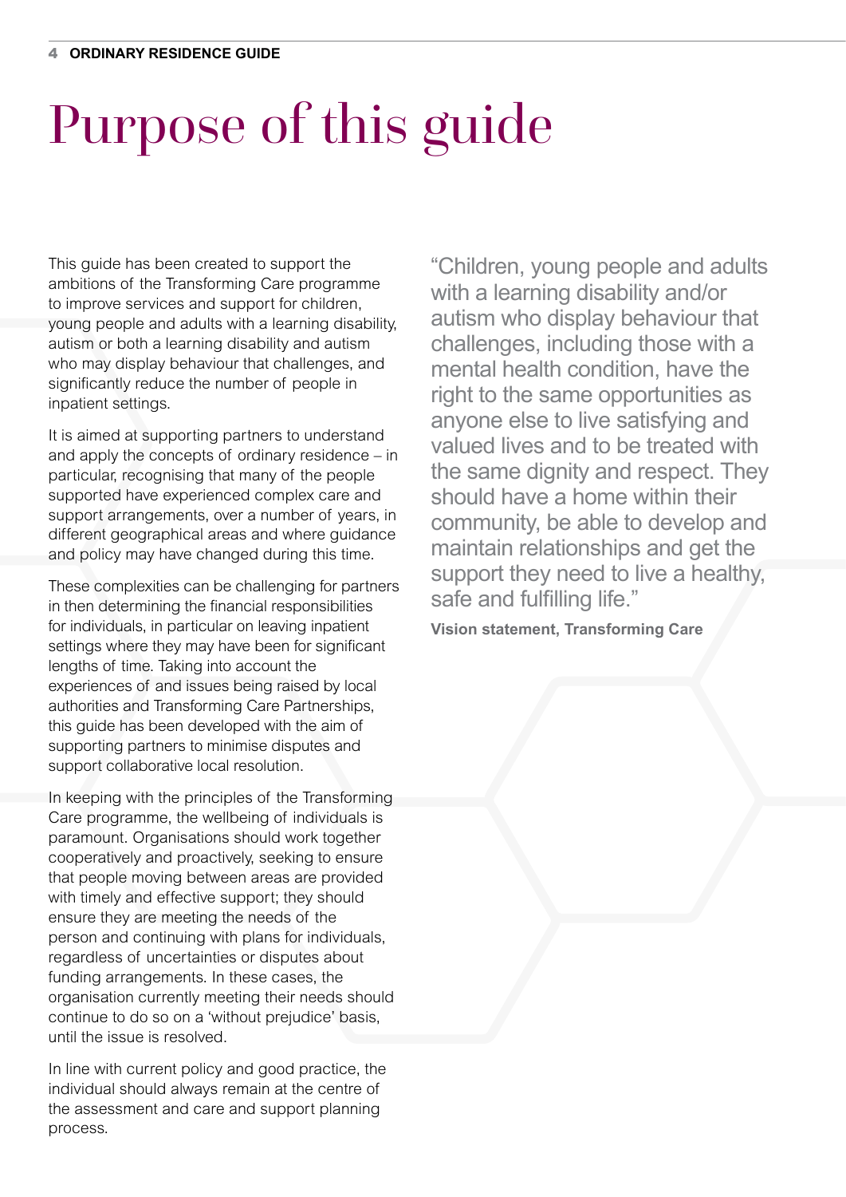# Purpose of this guide

This guide has been created to support the ambitions of the Transforming Care programme to improve services and support for children, young people and adults with a learning disability, autism or both a learning disability and autism who may display behaviour that challenges, and significantly reduce the number of people in inpatient settings.

It is aimed at supporting partners to understand and apply the concepts of ordinary residence – in particular, recognising that many of the people supported have experienced complex care and support arrangements, over a number of years, in different geographical areas and where guidance and policy may have changed during this time.

These complexities can be challenging for partners in then determining the financial responsibilities for individuals, in particular on leaving inpatient settings where they may have been for significant lengths of time. Taking into account the experiences of and issues being raised by local authorities and Transforming Care Partnerships, this guide has been developed with the aim of supporting partners to minimise disputes and support collaborative local resolution.

In keeping with the principles of the Transforming Care programme, the wellbeing of individuals is paramount. Organisations should work together cooperatively and proactively, seeking to ensure that people moving between areas are provided with timely and effective support; they should ensure they are meeting the needs of the person and continuing with plans for individuals, regardless of uncertainties or disputes about funding arrangements. In these cases, the organisation currently meeting their needs should continue to do so on a 'without prejudice' basis, until the issue is resolved.

In line with current policy and good practice, the individual should always remain at the centre of the assessment and care and support planning process.

> "Children, young people and adults with a learning disability and/or autism who display behaviour that challenges, including those with a mental health condition, have the right to the same opportunities as anyone else to live satisfying and valued lives and to be treated with the same dignity and respect. They should have a home within their community, be able to develop and maintain relationships and get the support they need to live a healthy, safe and fulfilling life."
>
> **Vision statement, Transforming Care**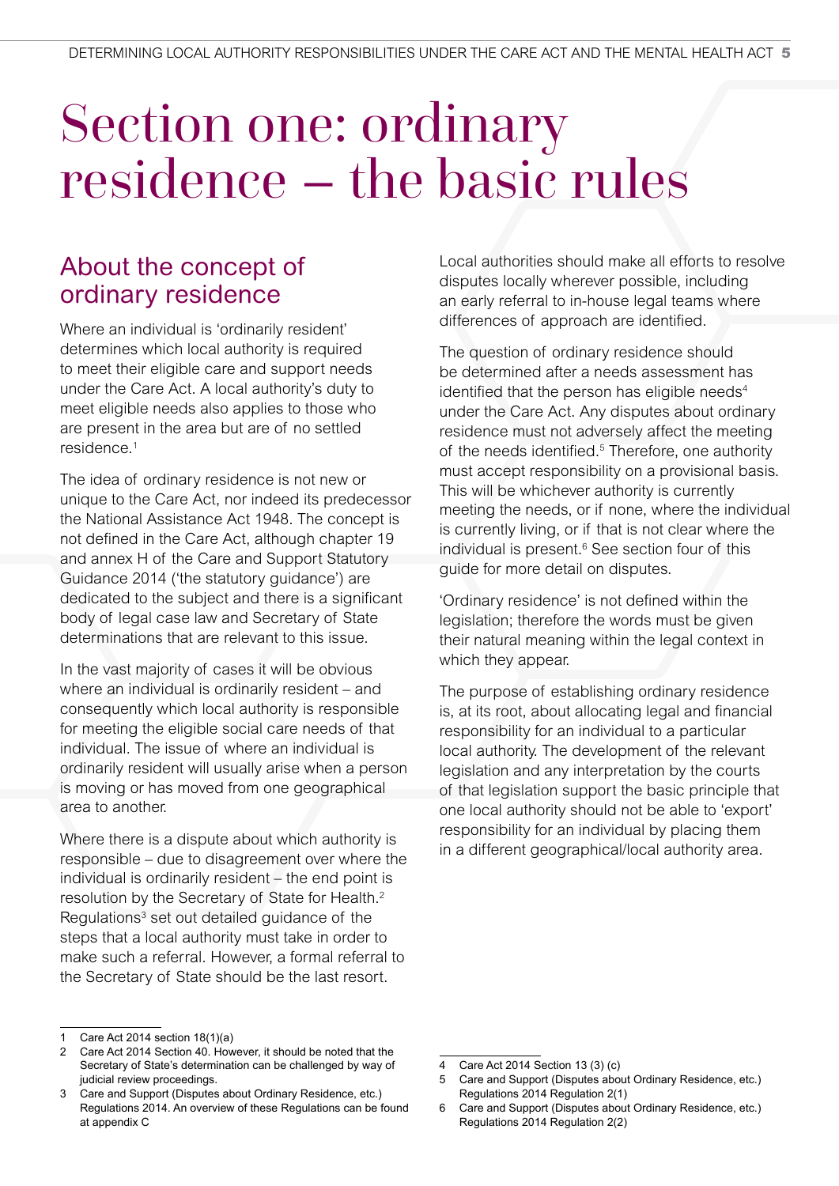# Section one: ordinary residence – the basic rules

## About the concept of ordinary residence

Where an individual is 'ordinarily resident' determines which local authority is required to meet their eligible care and support needs under the Care Act. A local authority's duty to meet eligible needs also applies to those who are present in the area but are of no settled residence.[1]

The idea of ordinary residence is not new or unique to the Care Act, nor indeed its predecessor the National Assistance Act 1948. The concept is not defined in the Care Act, although chapter 19 and annex H of the Care and Support Statutory Guidance 2014 ('the statutory guidance') are dedicated to the subject and there is a significant body of legal case law and Secretary of State determinations that are relevant to this issue.

In the vast majority of cases it will be obvious where an individual is ordinarily resident – and consequently which local authority is responsible for meeting the eligible social care needs of that individual. The issue of where an individual is ordinarily resident will usually arise when a person is moving or has moved from one geographical area to another.

Where there is a dispute about which authority is responsible – due to disagreement over where the individual is ordinarily resident – the end point is resolution by the Secretary of State for Health.[2] Regulations[3] set out detailed guidance of the steps that a local authority must take in order to make such a referral. However, a formal referral to the Secretary of State should be the last resort.

Local authorities should make all efforts to resolve disputes locally wherever possible, including an early referral to in-house legal teams where differences of approach are identified.

The question of ordinary residence should be determined after a needs assessment has identified that the person has eligible needs[4] under the Care Act. Any disputes about ordinary residence must not adversely affect the meeting of the needs identified.[5] Therefore, one authority must accept responsibility on a provisional basis. This will be whichever authority is currently meeting the needs, or if none, where the individual is currently living, or if that is not clear where the individual is present.[6] See section four of this guide for more detail on disputes.

'Ordinary residence' is not defined within the legislation; therefore the words must be given their natural meaning within the legal context in which they appear.

The purpose of establishing ordinary residence is, at its root, about allocating legal and financial responsibility for an individual to a particular local authority. The development of the relevant legislation and any interpretation by the courts of that legislation support the basic principle that one local authority should not be able to 'export' responsibility for an individual by placing them in a different geographical/local authority area.

---

1 Care Act 2014 section 18(1)(a)

2 Care Act 2014 Section 40. However, it should be noted that the Secretary of State's determination can be challenged by way of judicial review proceedings.

3 Care and Support (Disputes about Ordinary Residence, etc.) Regulations 2014. An overview of these Regulations can be found at appendix C

4 Care Act 2014 Section 13 (3) (c)

5 Care and Support (Disputes about Ordinary Residence, etc.) Regulations 2014 Regulation 2(1)

6 Care and Support (Disputes about Ordinary Residence, etc.) Regulations 2014 Regulation 2(2)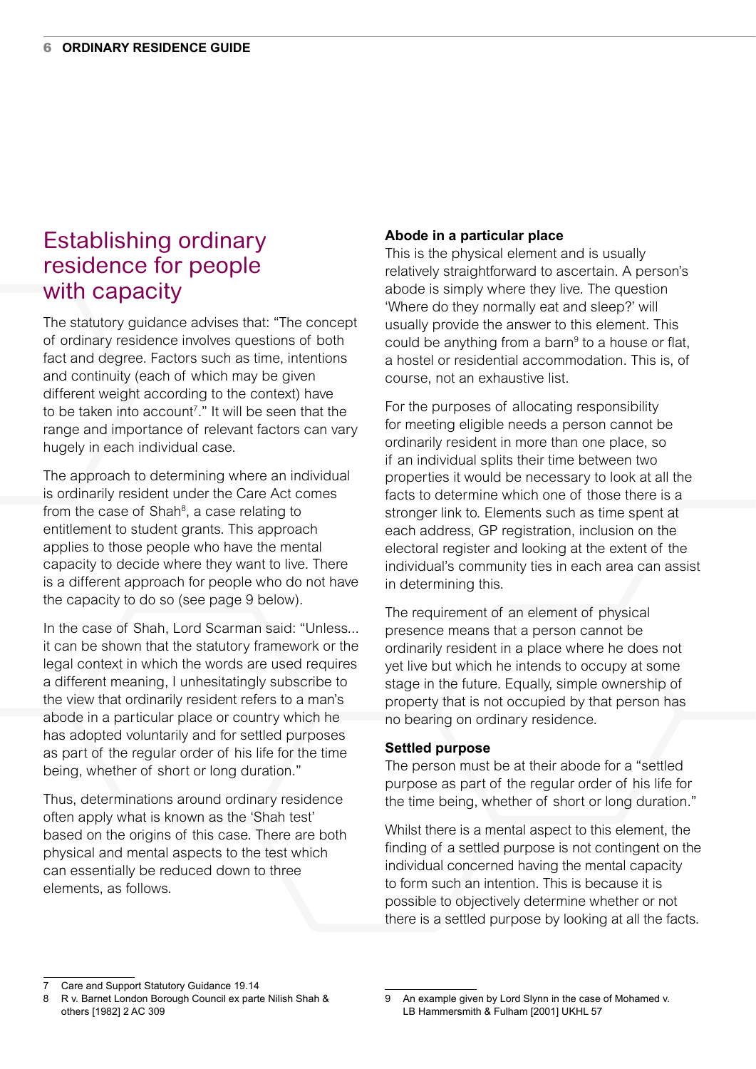## Establishing ordinary residence for people with capacity

The statutory guidance advises that: "The concept of ordinary residence involves questions of both fact and degree. Factors such as time, intentions and continuity (each of which may be given different weight according to the context) have to be taken into account[7]." It will be seen that the range and importance of relevant factors can vary hugely in each individual case.

The approach to determining where an individual is ordinarily resident under the Care Act comes from the case of Shah[8], a case relating to entitlement to student grants. This approach applies to those people who have the mental capacity to decide where they want to live. There is a different approach for people who do not have the capacity to do so (see page 9 below).

In the case of Shah, Lord Scarman said: "Unless... it can be shown that the statutory framework or the legal context in which the words are used requires a different meaning, I unhesitatingly subscribe to the view that ordinarily resident refers to a man's abode in a particular place or country which he has adopted voluntarily and for settled purposes as part of the regular order of his life for the time being, whether of short or long duration."

Thus, determinations around ordinary residence often apply what is known as the 'Shah test' based on the origins of this case. There are both physical and mental aspects to the test which can essentially be reduced down to three elements, as follows.

**Abode in a particular place**

This is the physical element and is usually relatively straightforward to ascertain. A person's abode is simply where they live. The question 'Where do they normally eat and sleep?' will usually provide the answer to this element. This could be anything from a barn[9] to a house or flat, a hostel or residential accommodation. This is, of course, not an exhaustive list.

For the purposes of allocating responsibility for meeting eligible needs a person cannot be ordinarily resident in more than one place, so if an individual splits their time between two properties it would be necessary to look at all the facts to determine which one of those there is a stronger link to. Elements such as time spent at each address, GP registration, inclusion on the electoral register and looking at the extent of the individual's community ties in each area can assist in determining this.

The requirement of an element of physical presence means that a person cannot be ordinarily resident in a place where he does not yet live but which he intends to occupy at some stage in the future. Equally, simple ownership of property that is not occupied by that person has no bearing on ordinary residence.

**Settled purpose**

The person must be at their abode for a "settled purpose as part of the regular order of his life for the time being, whether of short or long duration."

Whilst there is a mental aspect to this element, the finding of a settled purpose is not contingent on the individual concerned having the mental capacity to form such an intention. This is because it is possible to objectively determine whether or not there is a settled purpose by looking at all the facts.

---

7 Care and Support Statutory Guidance 19.14

8 R v. Barnet London Borough Council ex parte Nilish Shah & others [1982] 2 AC 309

9 An example given by Lord Slynn in the case of Mohamed v. LB Hammersmith & Fulham [2001] UKHL 57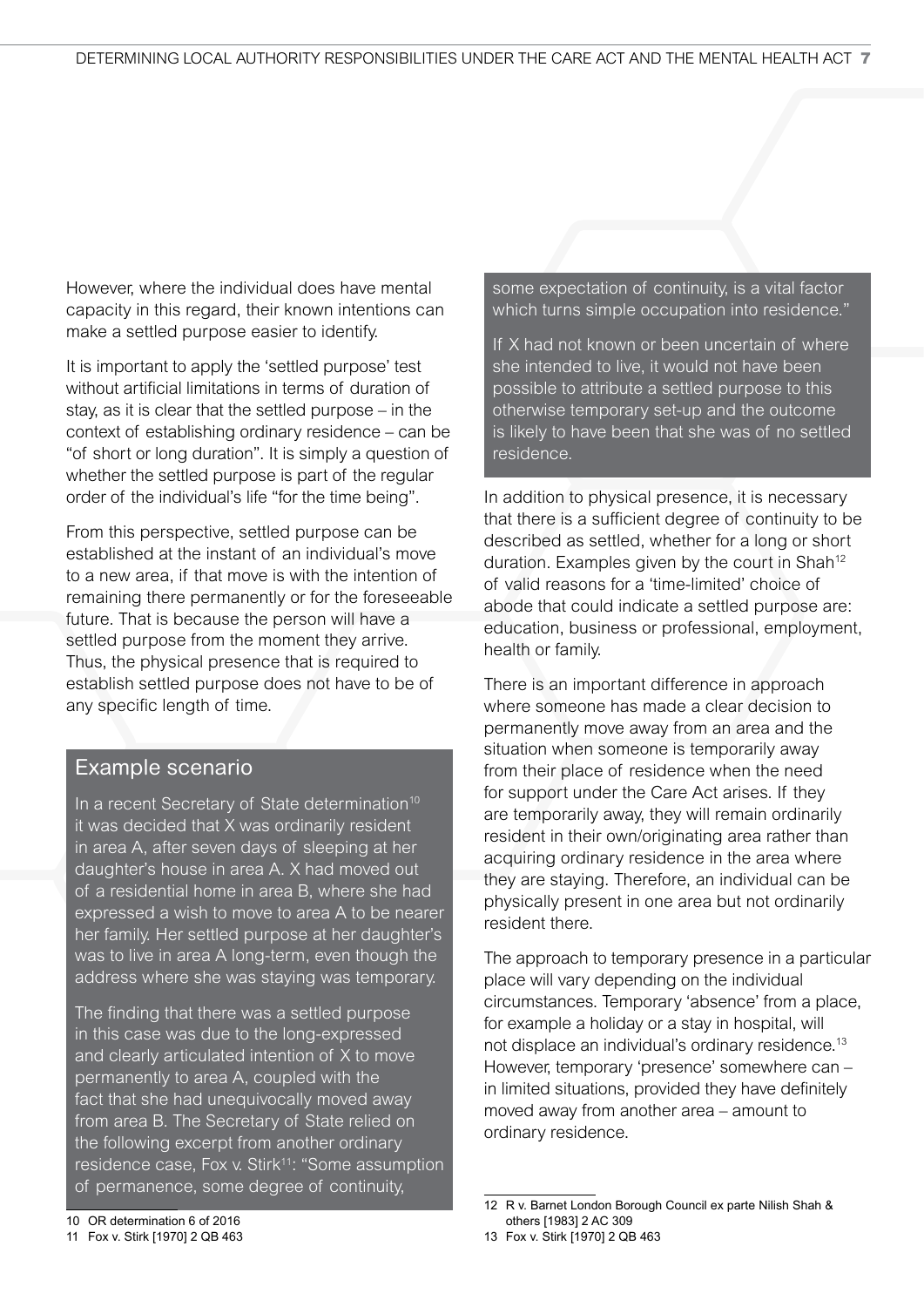However, where the individual does have mental capacity in this regard, their known intentions can make a settled purpose easier to identify.

It is important to apply the 'settled purpose' test without artificial limitations in terms of duration of stay, as it is clear that the settled purpose – in the context of establishing ordinary residence – can be "of short or long duration". It is simply a question of whether the settled purpose is part of the regular order of the individual's life "for the time being".

From this perspective, settled purpose can be established at the instant of an individual's move to a new area, if that move is with the intention of remaining there permanently or for the foreseeable future. That is because the person will have a settled purpose from the moment they arrive. Thus, the physical presence that is required to establish settled purpose does not have to be of any specific length of time.

## Example scenario

In a recent Secretary of State determination[10] it was decided that X was ordinarily resident in area A, after seven days of sleeping at her daughter's house in area A. X had moved out of a residential home in area B, where she had expressed a wish to move to area A to be nearer her family. Her settled purpose at her daughter's was to live in area A long-term, even though the address where she was staying was temporary.

The finding that there was a settled purpose in this case was due to the long-expressed and clearly articulated intention of X to move permanently to area A, coupled with the fact that she had unequivocally moved away from area B. The Secretary of State relied on the following excerpt from another ordinary residence case, Fox v. Stirk[11]: "Some assumption of permanence, some degree of continuity, some expectation of continuity, is a vital factor which turns simple occupation into residence."

If X had not known or been uncertain of where she intended to live, it would not have been possible to attribute a settled purpose to this otherwise temporary set-up and the outcome is likely to have been that she was of no settled residence.

In addition to physical presence, it is necessary that there is a sufficient degree of continuity to be described as settled, whether for a long or short duration. Examples given by the court in Shah[12] of valid reasons for a 'time-limited' choice of abode that could indicate a settled purpose are: education, business or professional, employment, health or family.

There is an important difference in approach where someone has made a clear decision to permanently move away from an area and the situation when someone is temporarily away from their place of residence when the need for support under the Care Act arises. If they are temporarily away, they will remain ordinarily resident in their own/originating area rather than acquiring ordinary residence in the area where they are staying. Therefore, an individual can be physically present in one area but not ordinarily resident there.

The approach to temporary presence in a particular place will vary depending on the individual circumstances. Temporary 'absence' from a place, for example a holiday or a stay in hospital, will not displace an individual's ordinary residence.[13] However, temporary 'presence' somewhere can – in limited situations, provided they have definitely moved away from another area – amount to ordinary residence.

---

10 OR determination 6 of 2016

11 Fox v. Stirk [1970] 2 QB 463

12 R v. Barnet London Borough Council ex parte Nilish Shah & others [1983] 2 AC 309

13 Fox v. Stirk [1970] 2 QB 463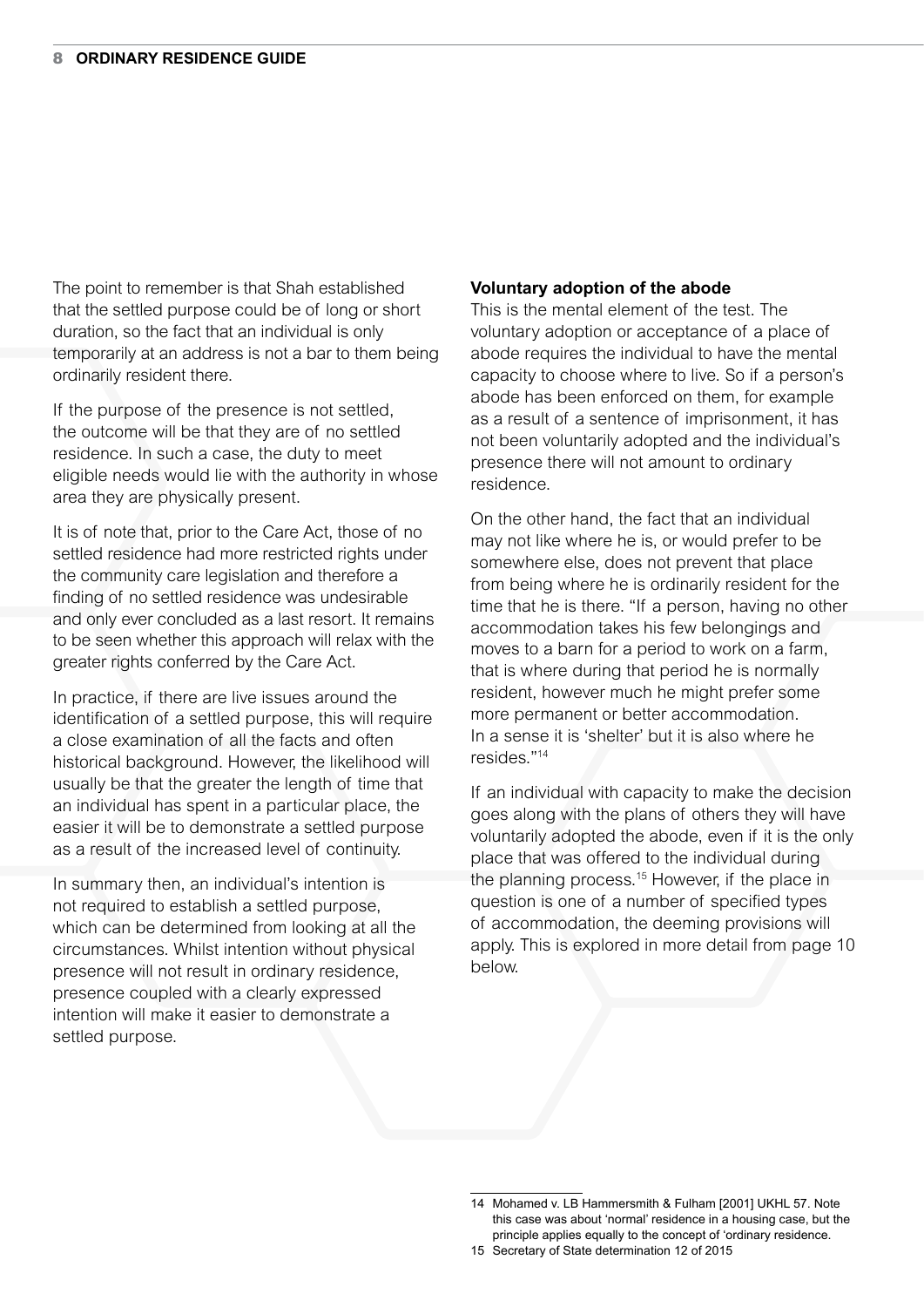The point to remember is that Shah established that the settled purpose could be of long or short duration, so the fact that an individual is only temporarily at an address is not a bar to them being ordinarily resident there.

If the purpose of the presence is not settled, the outcome will be that they are of no settled residence. In such a case, the duty to meet eligible needs would lie with the authority in whose area they are physically present.

It is of note that, prior to the Care Act, those of no settled residence had more restricted rights under the community care legislation and therefore a finding of no settled residence was undesirable and only ever concluded as a last resort. It remains to be seen whether this approach will relax with the greater rights conferred by the Care Act.

In practice, if there are live issues around the identification of a settled purpose, this will require a close examination of all the facts and often historical background. However, the likelihood will usually be that the greater the length of time that an individual has spent in a particular place, the easier it will be to demonstrate a settled purpose as a result of the increased level of continuity.

In summary then, an individual's intention is not required to establish a settled purpose, which can be determined from looking at all the circumstances. Whilst intention without physical presence will not result in ordinary residence, presence coupled with a clearly expressed intention will make it easier to demonstrate a settled purpose.

**Voluntary adoption of the abode**

This is the mental element of the test. The voluntary adoption or acceptance of a place of abode requires the individual to have the mental capacity to choose where to live. So if a person's abode has been enforced on them, for example as a result of a sentence of imprisonment, it has not been voluntarily adopted and the individual's presence there will not amount to ordinary residence.

On the other hand, the fact that an individual may not like where he is, or would prefer to be somewhere else, does not prevent that place from being where he is ordinarily resident for the time that he is there. "If a person, having no other accommodation takes his few belongings and moves to a barn for a period to work on a farm, that is where during that period he is normally resident, however much he might prefer some more permanent or better accommodation. In a sense it is 'shelter' but it is also where he resides."[14]

If an individual with capacity to make the decision goes along with the plans of others they will have voluntarily adopted the abode, even if it is the only place that was offered to the individual during the planning process.[15] However, if the place in question is one of a number of specified types of accommodation, the deeming provisions will apply. This is explored in more detail from page 10 below.

---

14 Mohamed v. LB Hammersmith & Fulham [2001] UKHL 57. Note this case was about 'normal' residence in a housing case, but the principle applies equally to the concept of 'ordinary residence.

15 Secretary of State determination 12 of 2015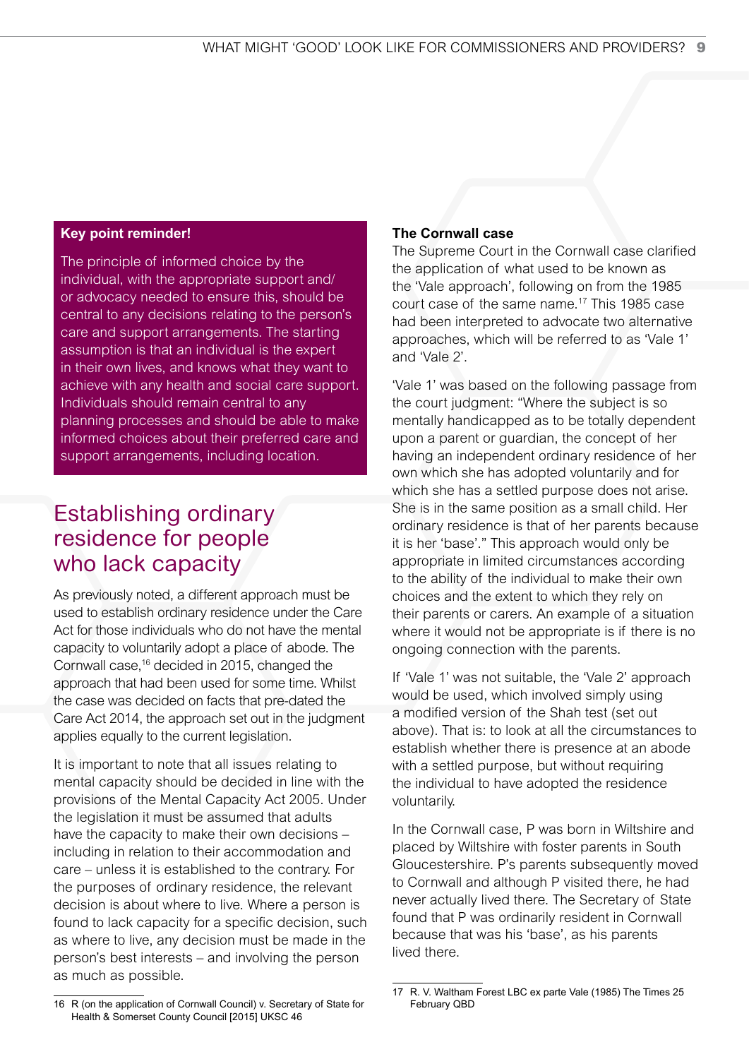**Key point reminder!**

The principle of informed choice by the individual, with the appropriate support and/or advocacy needed to ensure this, should be central to any decisions relating to the person's care and support arrangements. The starting assumption is that an individual is the expert in their own lives, and knows what they want to achieve with any health and social care support. Individuals should remain central to any planning processes and should be able to make informed choices about their preferred care and support arrangements, including location.

## Establishing ordinary residence for people who lack capacity

As previously noted, a different approach must be used to establish ordinary residence under the Care Act for those individuals who do not have the mental capacity to voluntarily adopt a place of abode. The Cornwall case,[16] decided in 2015, changed the approach that had been used for some time. Whilst the case was decided on facts that pre-dated the Care Act 2014, the approach set out in the judgment applies equally to the current legislation.

It is important to note that all issues relating to mental capacity should be decided in line with the provisions of the Mental Capacity Act 2005. Under the legislation it must be assumed that adults have the capacity to make their own decisions – including in relation to their accommodation and care – unless it is established to the contrary. For the purposes of ordinary residence, the relevant decision is about where to live. Where a person is found to lack capacity for a specific decision, such as where to live, any decision must be made in the person's best interests – and involving the person as much as possible.

**The Cornwall case**

The Supreme Court in the Cornwall case clarified the application of what used to be known as the 'Vale approach', following on from the 1985 court case of the same name.[17] This 1985 case had been interpreted to advocate two alternative approaches, which will be referred to as 'Vale 1' and 'Vale 2'.

'Vale 1' was based on the following passage from the court judgment: "Where the subject is so mentally handicapped as to be totally dependent upon a parent or guardian, the concept of her having an independent ordinary residence of her own which she has adopted voluntarily and for which she has a settled purpose does not arise. She is in the same position as a small child. Her ordinary residence is that of her parents because it is her 'base'." This approach would only be appropriate in limited circumstances according to the ability of the individual to make their own choices and the extent to which they rely on their parents or carers. An example of a situation where it would not be appropriate is if there is no ongoing connection with the parents.

If 'Vale 1' was not suitable, the 'Vale 2' approach would be used, which involved simply using a modified version of the Shah test (set out above). That is: to look at all the circumstances to establish whether there is presence at an abode with a settled purpose, but without requiring the individual to have adopted the residence voluntarily.

In the Cornwall case, P was born in Wiltshire and placed by Wiltshire with foster parents in South Gloucestershire. P's parents subsequently moved to Cornwall and although P visited there, he had never actually lived there. The Secretary of State found that P was ordinarily resident in Cornwall because that was his 'base', as his parents lived there.

---

16 R (on the application of Cornwall Council) v. Secretary of State for Health & Somerset County Council [2015] UKSC 46

17 R. V. Waltham Forest LBC ex parte Vale (1985) The Times 25 February QBD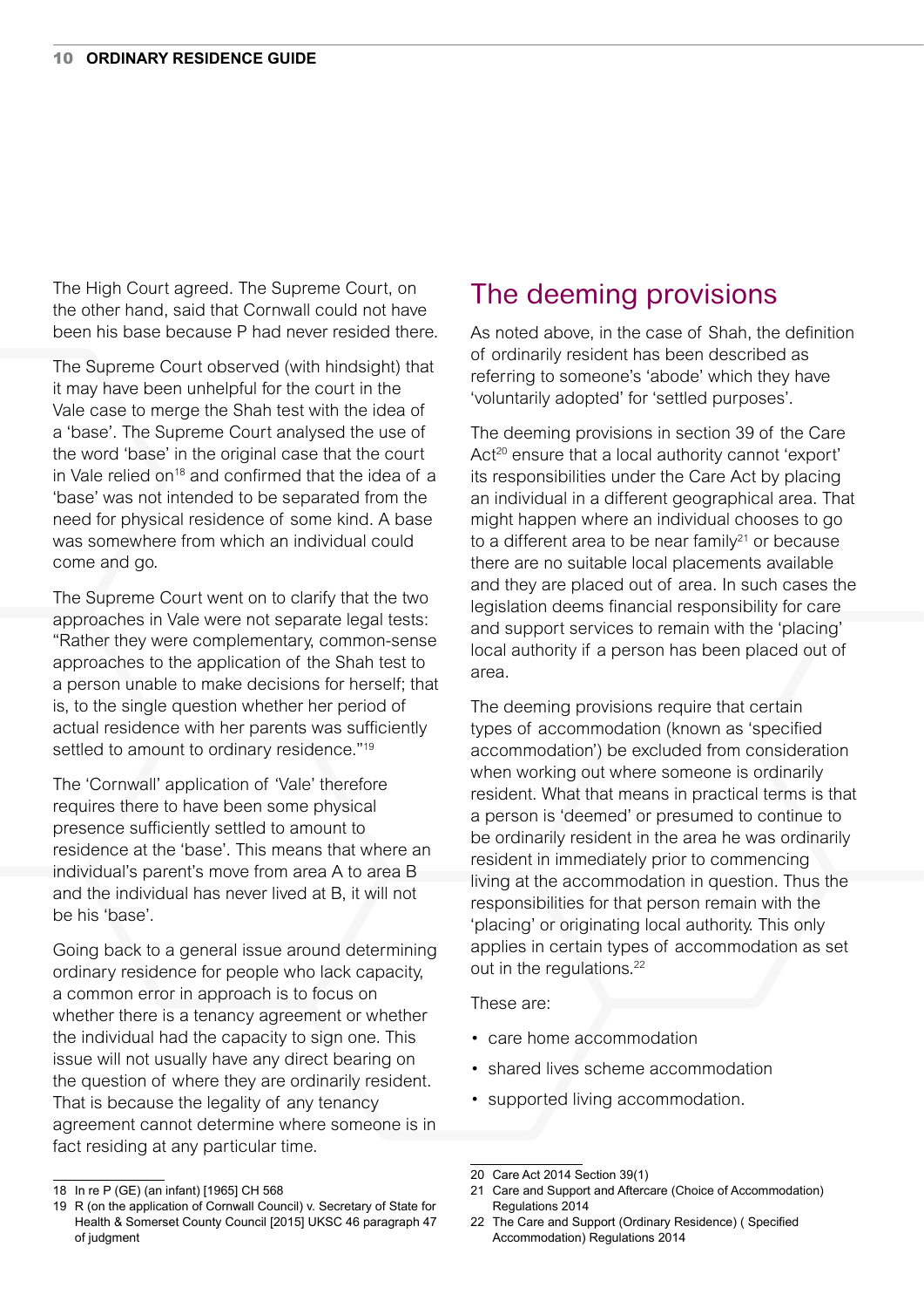The High Court agreed. The Supreme Court, on the other hand, said that Cornwall could not have been his base because P had never resided there.

The Supreme Court observed (with hindsight) that it may have been unhelpful for the court in the Vale case to merge the Shah test with the idea of a 'base'. The Supreme Court analysed the use of the word 'base' in the original case that the court in Vale relied on[18] and confirmed that the idea of a 'base' was not intended to be separated from the need for physical residence of some kind. A base was somewhere from which an individual could come and go.

The Supreme Court went on to clarify that the two approaches in Vale were not separate legal tests: "Rather they were complementary, common-sense approaches to the application of the Shah test to a person unable to make decisions for herself; that is, to the single question whether her period of actual residence with her parents was sufficiently settled to amount to ordinary residence."[19]

The 'Cornwall' application of 'Vale' therefore requires there to have been some physical presence sufficiently settled to amount to residence at the 'base'. This means that where an individual's parent's move from area A to area B and the individual has never lived at B, it will not be his 'base'.

Going back to a general issue around determining ordinary residence for people who lack capacity, a common error in approach is to focus on whether there is a tenancy agreement or whether the individual had the capacity to sign one. This issue will not usually have any direct bearing on the question of where they are ordinarily resident. That is because the legality of any tenancy agreement cannot determine where someone is in fact residing at any particular time.

## The deeming provisions

As noted above, in the case of Shah, the definition of ordinarily resident has been described as referring to someone's 'abode' which they have 'voluntarily adopted' for 'settled purposes'.

The deeming provisions in section 39 of the Care Act[20] ensure that a local authority cannot 'export' its responsibilities under the Care Act by placing an individual in a different geographical area. That might happen where an individual chooses to go to a different area to be near family[21] or because there are no suitable local placements available and they are placed out of area. In such cases the legislation deems financial responsibility for care and support services to remain with the 'placing' local authority if a person has been placed out of area.

The deeming provisions require that certain types of accommodation (known as 'specified accommodation') be excluded from consideration when working out where someone is ordinarily resident. What that means in practical terms is that a person is 'deemed' or presumed to continue to be ordinarily resident in the area he was ordinarily resident in immediately prior to commencing living at the accommodation in question. Thus the responsibilities for that person remain with the 'placing' or originating local authority. This only applies in certain types of accommodation as set out in the regulations.[22]

These are:

- care home accommodation
- shared lives scheme accommodation
- supported living accommodation.

---

18 In re P (GE) (an infant) [1965] CH 568

19 R (on the application of Cornwall Council) v. Secretary of State for Health & Somerset County Council [2015] UKSC 46 paragraph 47 of judgment

20 Care Act 2014 Section 39(1)

21 Care and Support and Aftercare (Choice of Accommodation) Regulations 2014

22 The Care and Support (Ordinary Residence) ( Specified Accommodation) Regulations 2014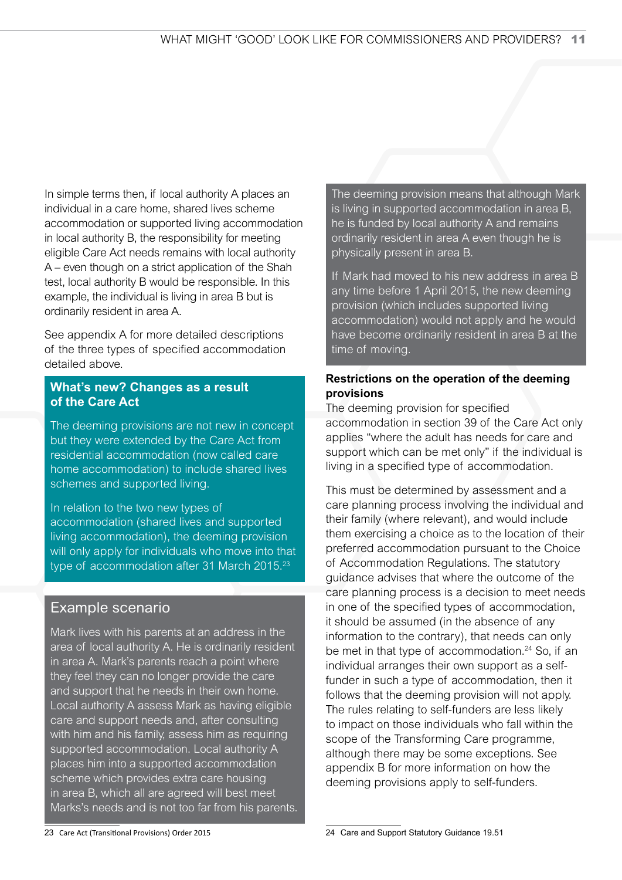In simple terms then, if local authority A places an individual in a care home, shared lives scheme accommodation or supported living accommodation in local authority B, the responsibility for meeting eligible Care Act needs remains with local authority A – even though on a strict application of the Shah test, local authority B would be responsible. In this example, the individual is living in area B but is ordinarily resident in area A.

See appendix A for more detailed descriptions of the three types of specified accommodation detailed above.

### What's new? Changes as a result of the Care Act

The deeming provisions are not new in concept but they were extended by the Care Act from residential accommodation (now called care home accommodation) to include shared lives schemes and supported living.

In relation to the two new types of accommodation (shared lives and supported living accommodation), the deeming provision will only apply for individuals who move into that type of accommodation after 31 March 2015.[23]

### Example scenario

Mark lives with his parents at an address in the area of local authority A. He is ordinarily resident in area A. Mark's parents reach a point where they feel they can no longer provide the care and support that he needs in their own home. Local authority A assess Mark as having eligible care and support needs and, after consulting with him and his family, assess him as requiring supported accommodation. Local authority A places him into a supported accommodation scheme which provides extra care housing in area B, which all are agreed will best meet Marks's needs and is not too far from his parents.

The deeming provision means that although Mark is living in supported accommodation in area B, he is funded by local authority A and remains ordinarily resident in area A even though he is physically present in area B.

If Mark had moved to his new address in area B any time before 1 April 2015, the new deeming provision (which includes supported living accommodation) would not apply and he would have become ordinarily resident in area B at the time of moving.

**Restrictions on the operation of the deeming provisions**

The deeming provision for specified accommodation in section 39 of the Care Act only applies "where the adult has needs for care and support which can be met only" if the individual is living in a specified type of accommodation.

This must be determined by assessment and a care planning process involving the individual and their family (where relevant), and would include them exercising a choice as to the location of their preferred accommodation pursuant to the Choice of Accommodation Regulations. The statutory guidance advises that where the outcome of the care planning process is a decision to meet needs in one of the specified types of accommodation, it should be assumed (in the absence of any information to the contrary), that needs can only be met in that type of accommodation.[24] So, if an individual arranges their own support as a self-funder in such a type of accommodation, then it follows that the deeming provision will not apply. The rules relating to self-funders are less likely to impact on those individuals who fall within the scope of the Transforming Care programme, although there may be some exceptions. See appendix B for more information on how the deeming provisions apply to self-funders.

23 Care Act (Transitional Provisions) Order 2015

24 Care and Support Statutory Guidance 19.51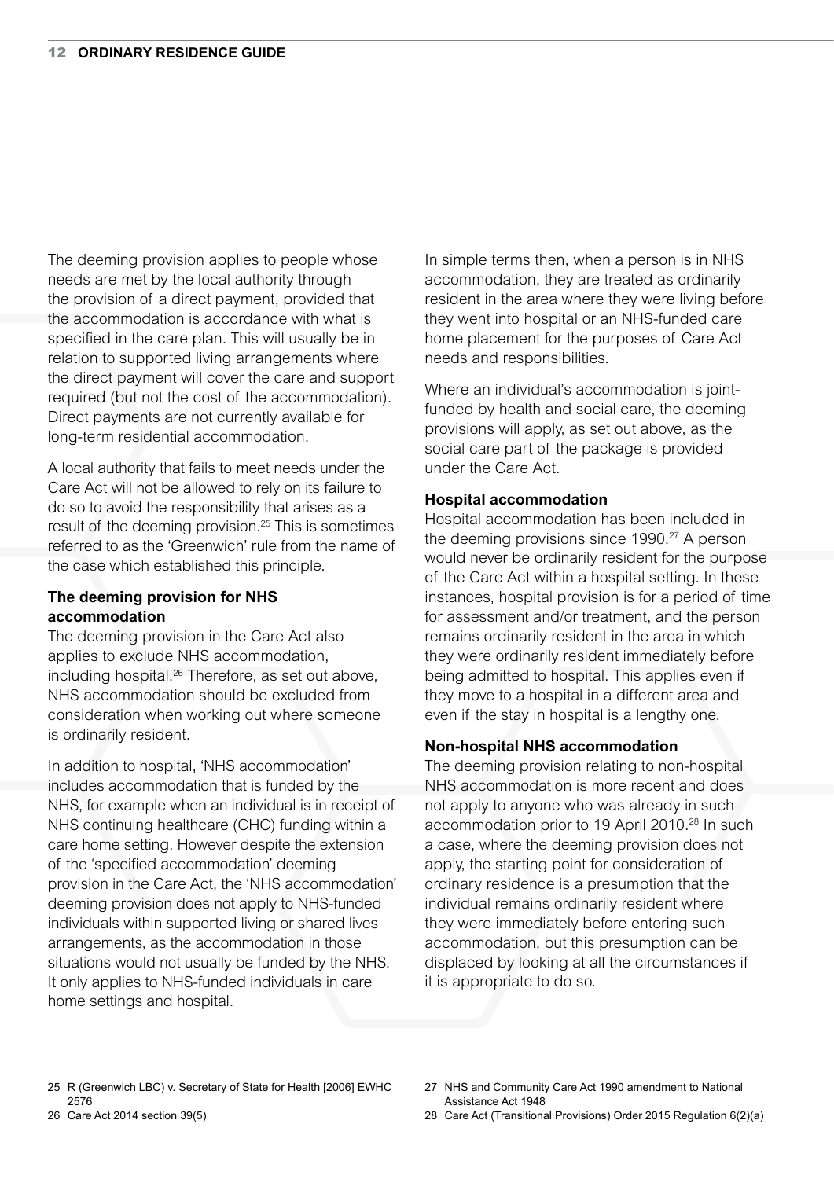The deeming provision applies to people whose needs are met by the local authority through the provision of a direct payment, provided that the accommodation is accordance with what is specified in the care plan. This will usually be in relation to supported living arrangements where the direct payment will cover the care and support required (but not the cost of the accommodation). Direct payments are not currently available for long-term residential accommodation.

A local authority that fails to meet needs under the Care Act will not be allowed to rely on its failure to do so to avoid the responsibility that arises as a result of the deeming provision.[25] This is sometimes referred to as the 'Greenwich' rule from the name of the case which established this principle.

### The deeming provision for NHS accommodation

The deeming provision in the Care Act also applies to exclude NHS accommodation, including hospital.[26] Therefore, as set out above, NHS accommodation should be excluded from consideration when working out where someone is ordinarily resident.

In addition to hospital, 'NHS accommodation' includes accommodation that is funded by the NHS, for example when an individual is in receipt of NHS continuing healthcare (CHC) funding within a care home setting. However despite the extension of the 'specified accommodation' deeming provision in the Care Act, the 'NHS accommodation' deeming provision does not apply to NHS-funded individuals within supported living or shared lives arrangements, as the accommodation in those situations would not usually be funded by the NHS. It only applies to NHS-funded individuals in care home settings and hospital.

In simple terms then, when a person is in NHS accommodation, they are treated as ordinarily resident in the area where they were living before they went into hospital or an NHS-funded care home placement for the purposes of Care Act needs and responsibilities.

Where an individual's accommodation is joint-funded by health and social care, the deeming provisions will apply, as set out above, as the social care part of the package is provided under the Care Act.

### Hospital accommodation

Hospital accommodation has been included in the deeming provisions since 1990.[27] A person would never be ordinarily resident for the purpose of the Care Act within a hospital setting. In these instances, hospital provision is for a period of time for assessment and/or treatment, and the person remains ordinarily resident in the area in which they were ordinarily resident immediately before being admitted to hospital. This applies even if they move to a hospital in a different area and even if the stay in hospital is a lengthy one.

### Non-hospital NHS accommodation

The deeming provision relating to non-hospital NHS accommodation is more recent and does not apply to anyone who was already in such accommodation prior to 19 April 2010.[28] In such a case, where the deeming provision does not apply, the starting point for consideration of ordinary residence is a presumption that the individual remains ordinarily resident where they were immediately before entering such accommodation, but this presumption can be displaced by looking at all the circumstances if it is appropriate to do so.

---

25 R (Greenwich LBC) v. Secretary of State for Health [2006] EWHC 2576

26 Care Act 2014 section 39(5)

27 NHS and Community Care Act 1990 amendment to National Assistance Act 1948

28 Care Act (Transitional Provisions) Order 2015 Regulation 6(2)(a)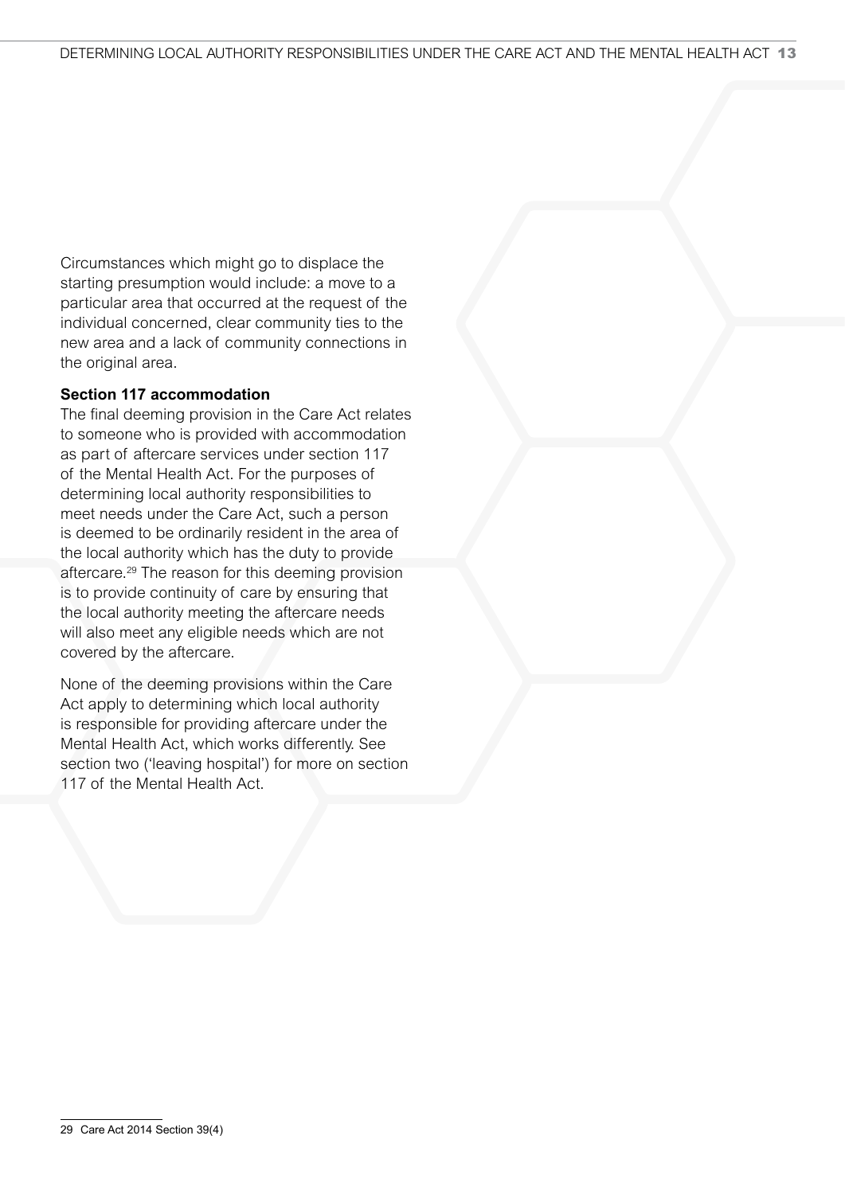Circumstances which might go to displace the starting presumption would include: a move to a particular area that occurred at the request of the individual concerned, clear community ties to the new area and a lack of community connections in the original area.

**Section 117 accommodation**

The final deeming provision in the Care Act relates to someone who is provided with accommodation as part of aftercare services under section 117 of the Mental Health Act. For the purposes of determining local authority responsibilities to meet needs under the Care Act, such a person is deemed to be ordinarily resident in the area of the local authority which has the duty to provide aftercare.[29] The reason for this deeming provision is to provide continuity of care by ensuring that the local authority meeting the aftercare needs will also meet any eligible needs which are not covered by the aftercare.

None of the deeming provisions within the Care Act apply to determining which local authority is responsible for providing aftercare under the Mental Health Act, which works differently. See section two ('leaving hospital') for more on section 117 of the Mental Health Act.

---

29 Care Act 2014 Section 39(4)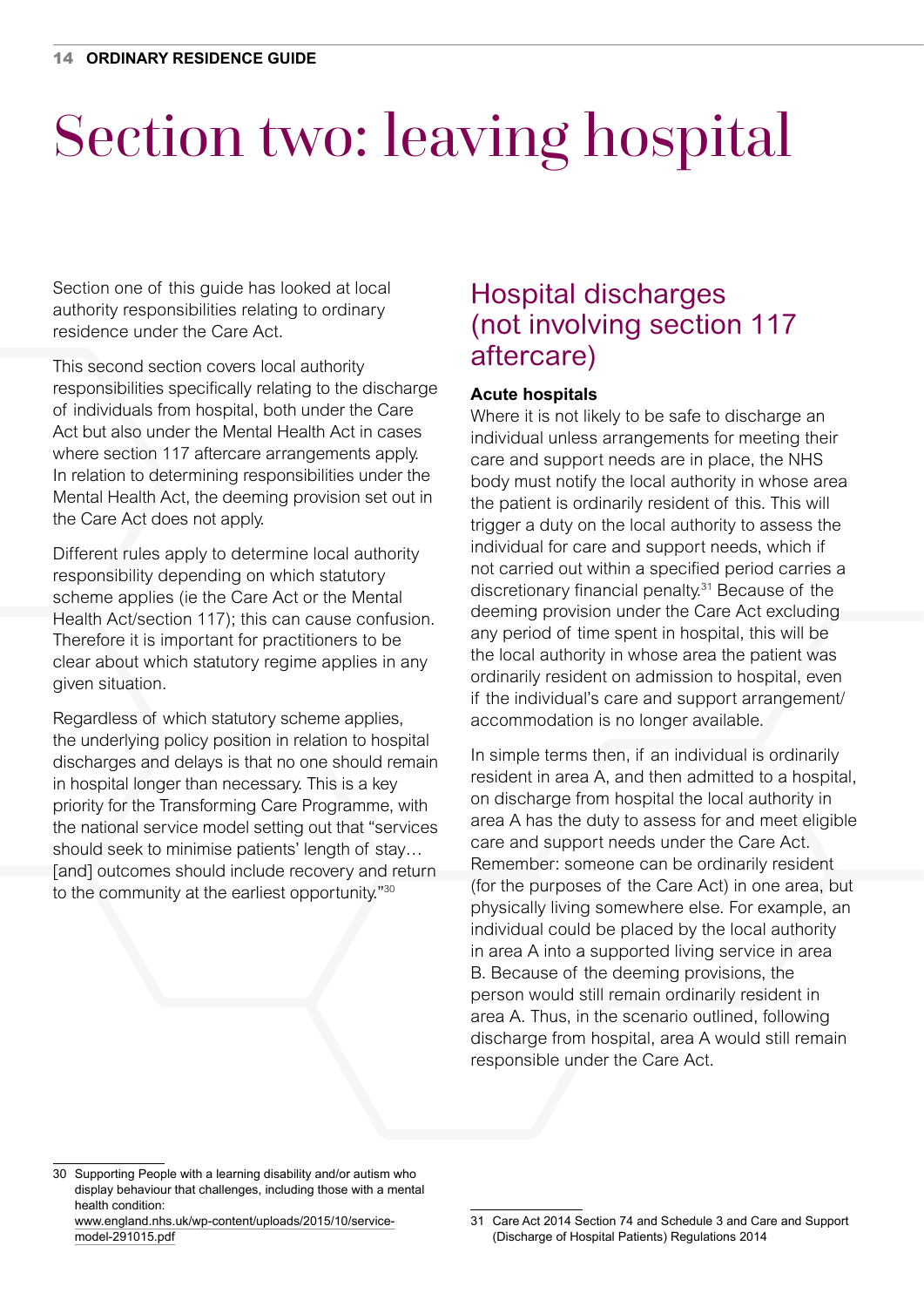# Section two: leaving hospital

Section one of this guide has looked at local authority responsibilities relating to ordinary residence under the Care Act.

This second section covers local authority responsibilities specifically relating to the discharge of individuals from hospital, both under the Care Act but also under the Mental Health Act in cases where section 117 aftercare arrangements apply. In relation to determining responsibilities under the Mental Health Act, the deeming provision set out in the Care Act does not apply.

Different rules apply to determine local authority responsibility depending on which statutory scheme applies (ie the Care Act or the Mental Health Act/section 117); this can cause confusion. Therefore it is important for practitioners to be clear about which statutory regime applies in any given situation.

Regardless of which statutory scheme applies, the underlying policy position in relation to hospital discharges and delays is that no one should remain in hospital longer than necessary. This is a key priority for the Transforming Care Programme, with the national service model setting out that "services should seek to minimise patients' length of stay… [and] outcomes should include recovery and return to the community at the earliest opportunity."[30]

## Hospital discharges (not involving section 117 aftercare)

**Acute hospitals**

Where it is not likely to be safe to discharge an individual unless arrangements for meeting their care and support needs are in place, the NHS body must notify the local authority in whose area the patient is ordinarily resident of this. This will trigger a duty on the local authority to assess the individual for care and support needs, which if not carried out within a specified period carries a discretionary financial penalty.[31] Because of the deeming provision under the Care Act excluding any period of time spent in hospital, this will be the local authority in whose area the patient was ordinarily resident on admission to hospital, even if the individual's care and support arrangement/accommodation is no longer available.

In simple terms then, if an individual is ordinarily resident in area A, and then admitted to a hospital, on discharge from hospital the local authority in area A has the duty to assess for and meet eligible care and support needs under the Care Act. Remember: someone can be ordinarily resident (for the purposes of the Care Act) in one area, but physically living somewhere else. For example, an individual could be placed by the local authority in area A into a supported living service in area B. Because of the deeming provisions, the person would still remain ordinarily resident in area A. Thus, in the scenario outlined, following discharge from hospital, area A would still remain responsible under the Care Act.

---

30 Supporting People with a learning disability and/or autism who display behaviour that challenges, including those with a mental health condition: www.england.nhs.uk/wp-content/uploads/2015/10/service-model-291015.pdf

31 Care Act 2014 Section 74 and Schedule 3 and Care and Support (Discharge of Hospital Patients) Regulations 2014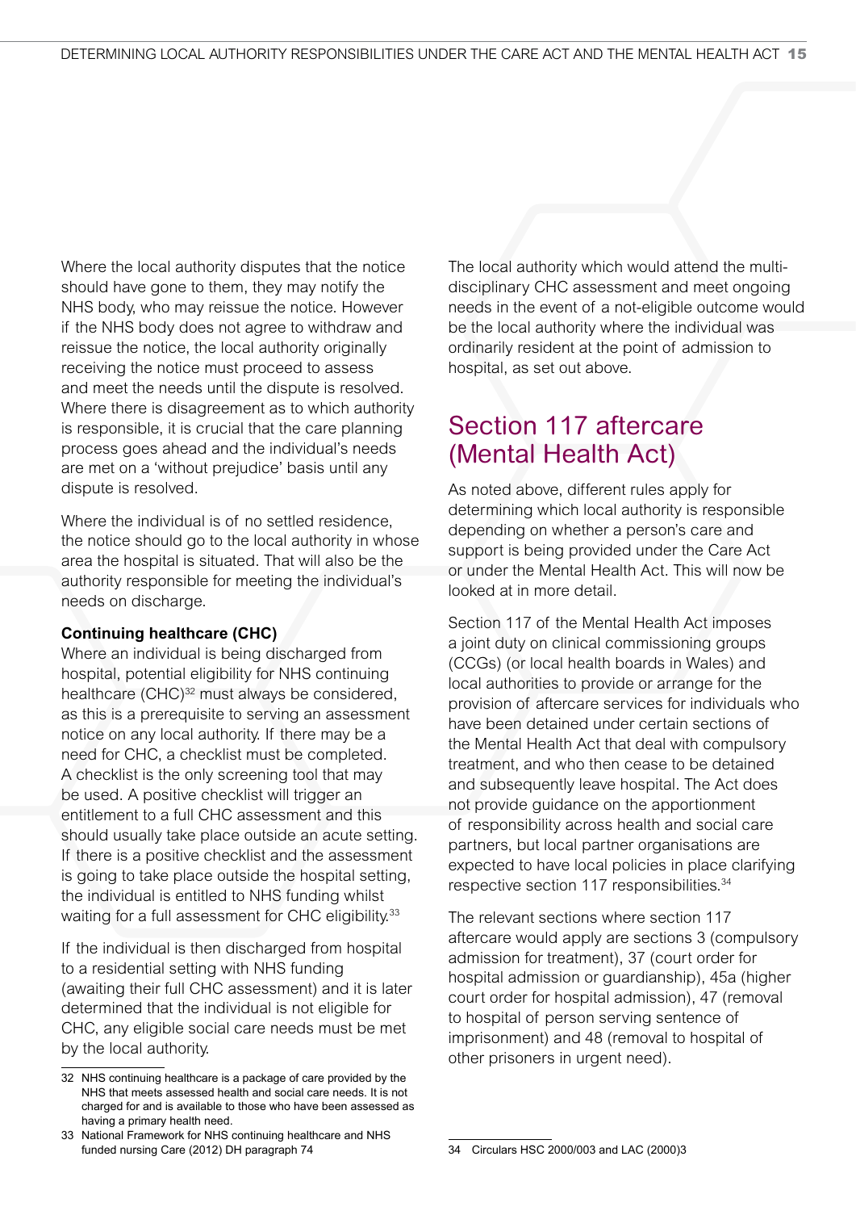Where the local authority disputes that the notice should have gone to them, they may notify the NHS body, who may reissue the notice. However if the NHS body does not agree to withdraw and reissue the notice, the local authority originally receiving the notice must proceed to assess and meet the needs until the dispute is resolved. Where there is disagreement as to which authority is responsible, it is crucial that the care planning process goes ahead and the individual's needs are met on a 'without prejudice' basis until any dispute is resolved.

Where the individual is of no settled residence, the notice should go to the local authority in whose area the hospital is situated. That will also be the authority responsible for meeting the individual's needs on discharge.

**Continuing healthcare (CHC)**

Where an individual is being discharged from hospital, potential eligibility for NHS continuing healthcare (CHC)[32] must always be considered, as this is a prerequisite to serving an assessment notice on any local authority. If there may be a need for CHC, a checklist must be completed. A checklist is the only screening tool that may be used. A positive checklist will trigger an entitlement to a full CHC assessment and this should usually take place outside an acute setting. If there is a positive checklist and the assessment is going to take place outside the hospital setting, the individual is entitled to NHS funding whilst waiting for a full assessment for CHC eligibility.[33]

If the individual is then discharged from hospital to a residential setting with NHS funding (awaiting their full CHC assessment) and it is later determined that the individual is not eligible for CHC, any eligible social care needs must be met by the local authority.

The local authority which would attend the multi-disciplinary CHC assessment and meet ongoing needs in the event of a not-eligible outcome would be the local authority where the individual was ordinarily resident at the point of admission to hospital, as set out above.

## Section 117 aftercare (Mental Health Act)

As noted above, different rules apply for determining which local authority is responsible depending on whether a person's care and support is being provided under the Care Act or under the Mental Health Act. This will now be looked at in more detail.

Section 117 of the Mental Health Act imposes a joint duty on clinical commissioning groups (CCGs) (or local health boards in Wales) and local authorities to provide or arrange for the provision of aftercare services for individuals who have been detained under certain sections of the Mental Health Act that deal with compulsory treatment, and who then cease to be detained and subsequently leave hospital. The Act does not provide guidance on the apportionment of responsibility across health and social care partners, but local partner organisations are expected to have local policies in place clarifying respective section 117 responsibilities.[34]

The relevant sections where section 117 aftercare would apply are sections 3 (compulsory admission for treatment), 37 (court order for hospital admission or guardianship), 45a (higher court order for hospital admission), 47 (removal to hospital of person serving sentence of imprisonment) and 48 (removal to hospital of other prisoners in urgent need).

---

32 NHS continuing healthcare is a package of care provided by the NHS that meets assessed health and social care needs. It is not charged for and is available to those who have been assessed as having a primary health need.

33 National Framework for NHS continuing healthcare and NHS funded nursing Care (2012) DH paragraph 74

34 Circulars HSC 2000/003 and LAC (2000)3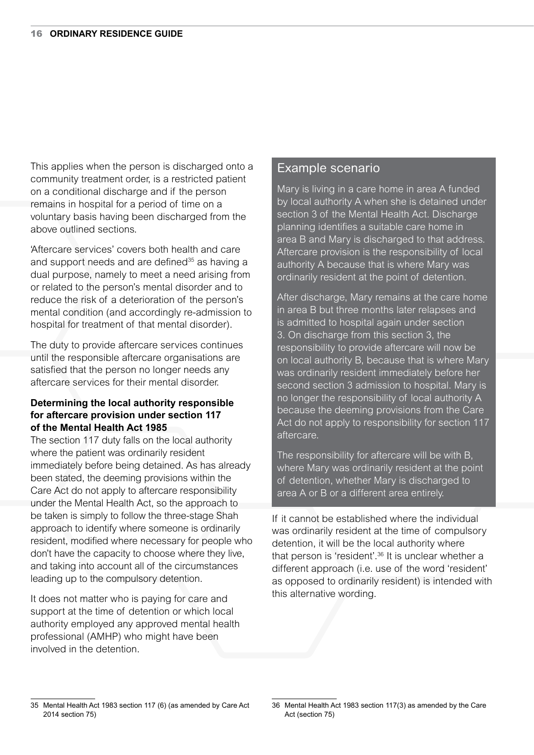This applies when the person is discharged onto a community treatment order, is a restricted patient on a conditional discharge and if the person remains in hospital for a period of time on a voluntary basis having been discharged from the above outlined sections.

'Aftercare services' covers both health and care and support needs and are defined[35] as having a dual purpose, namely to meet a need arising from or related to the person's mental disorder and to reduce the risk of a deterioration of the person's mental condition (and accordingly re-admission to hospital for treatment of that mental disorder).

The duty to provide aftercare services continues until the responsible aftercare organisations are satisfied that the person no longer needs any aftercare services for their mental disorder.

**Determining the local authority responsible for aftercare provision under section 117 of the Mental Health Act 1985**

The section 117 duty falls on the local authority where the patient was ordinarily resident immediately before being detained. As has already been stated, the deeming provisions within the Care Act do not apply to aftercare responsibility under the Mental Health Act, so the approach to be taken is simply to follow the three-stage Shah approach to identify where someone is ordinarily resident, modified where necessary for people who don't have the capacity to choose where they live, and taking into account all of the circumstances leading up to the compulsory detention.

It does not matter who is paying for care and support at the time of detention or which local authority employed any approved mental health professional (AMHP) who might have been involved in the detention.

## Example scenario

Mary is living in a care home in area A funded by local authority A when she is detained under section 3 of the Mental Health Act. Discharge planning identifies a suitable care home in area B and Mary is discharged to that address. Aftercare provision is the responsibility of local authority A because that is where Mary was ordinarily resident at the point of detention.

After discharge, Mary remains at the care home in area B but three months later relapses and is admitted to hospital again under section 3. On discharge from this section 3, the responsibility to provide aftercare will now be on local authority B, because that is where Mary was ordinarily resident immediately before her second section 3 admission to hospital. Mary is no longer the responsibility of local authority A because the deeming provisions from the Care Act do not apply to responsibility for section 117 aftercare.

The responsibility for aftercare will be with B, where Mary was ordinarily resident at the point of detention, whether Mary is discharged to area A or B or a different area entirely.

If it cannot be established where the individual was ordinarily resident at the time of compulsory detention, it will be the local authority where that person is 'resident'.[36] It is unclear whether a different approach (i.e. use of the word 'resident' as opposed to ordinarily resident) is intended with this alternative wording.

---

35 Mental Health Act 1983 section 117 (6) (as amended by Care Act 2014 section 75)

36 Mental Health Act 1983 section 117(3) as amended by the Care Act (section 75)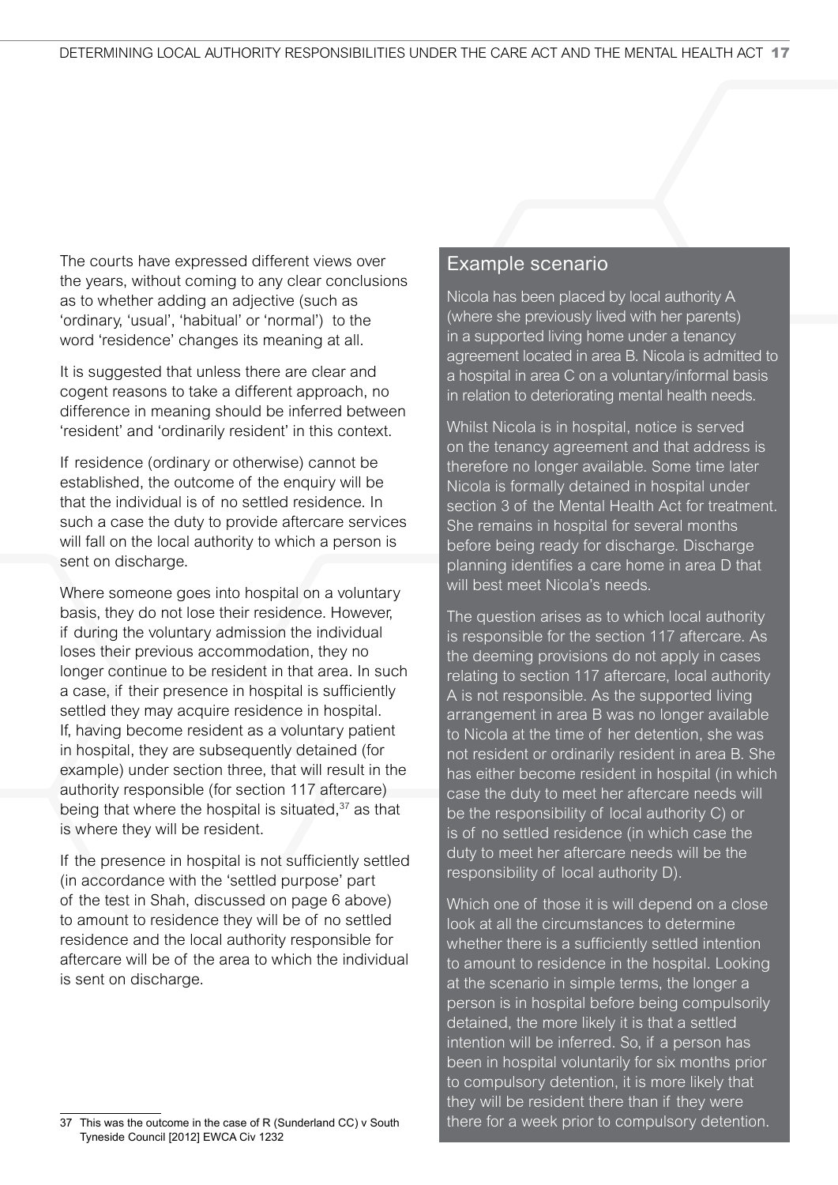The courts have expressed different views over the years, without coming to any clear conclusions as to whether adding an adjective (such as 'ordinary, 'usual', 'habitual' or 'normal') to the word 'residence' changes its meaning at all.

It is suggested that unless there are clear and cogent reasons to take a different approach, no difference in meaning should be inferred between 'resident' and 'ordinarily resident' in this context.

If residence (ordinary or otherwise) cannot be established, the outcome of the enquiry will be that the individual is of no settled residence. In such a case the duty to provide aftercare services will fall on the local authority to which a person is sent on discharge.

Where someone goes into hospital on a voluntary basis, they do not lose their residence. However, if during the voluntary admission the individual loses their previous accommodation, they no longer continue to be resident in that area. In such a case, if their presence in hospital is sufficiently settled they may acquire residence in hospital. If, having become resident as a voluntary patient in hospital, they are subsequently detained (for example) under section three, that will result in the authority responsible (for section 117 aftercare) being that where the hospital is situated,[37] as that is where they will be resident.

If the presence in hospital is not sufficiently settled (in accordance with the 'settled purpose' part of the test in Shah, discussed on page 6 above) to amount to residence they will be of no settled residence and the local authority responsible for aftercare will be of the area to which the individual is sent on discharge.

## Example scenario

Nicola has been placed by local authority A (where she previously lived with her parents) in a supported living home under a tenancy agreement located in area B. Nicola is admitted to a hospital in area C on a voluntary/informal basis in relation to deteriorating mental health needs.

Whilst Nicola is in hospital, notice is served on the tenancy agreement and that address is therefore no longer available. Some time later Nicola is formally detained in hospital under section 3 of the Mental Health Act for treatment. She remains in hospital for several months before being ready for discharge. Discharge planning identifies a care home in area D that will best meet Nicola's needs.

The question arises as to which local authority is responsible for the section 117 aftercare. As the deeming provisions do not apply in cases relating to section 117 aftercare, local authority A is not responsible. As the supported living arrangement in area B was no longer available to Nicola at the time of her detention, she was not resident or ordinarily resident in area B. She has either become resident in hospital (in which case the duty to meet her aftercare needs will be the responsibility of local authority C) or is of no settled residence (in which case the duty to meet her aftercare needs will be the responsibility of local authority D).

Which one of those it is will depend on a close look at all the circumstances to determine whether there is a sufficiently settled intention to amount to residence in the hospital. Looking at the scenario in simple terms, the longer a person is in hospital before being compulsorily detained, the more likely it is that a settled intention will be inferred. So, if a person has been in hospital voluntarily for six months prior to compulsory detention, it is more likely that they will be resident there than if they were there for a week prior to compulsory detention.

---

[37] This was the outcome in the case of R (Sunderland CC) v South Tyneside Council [2012] EWCA Civ 1232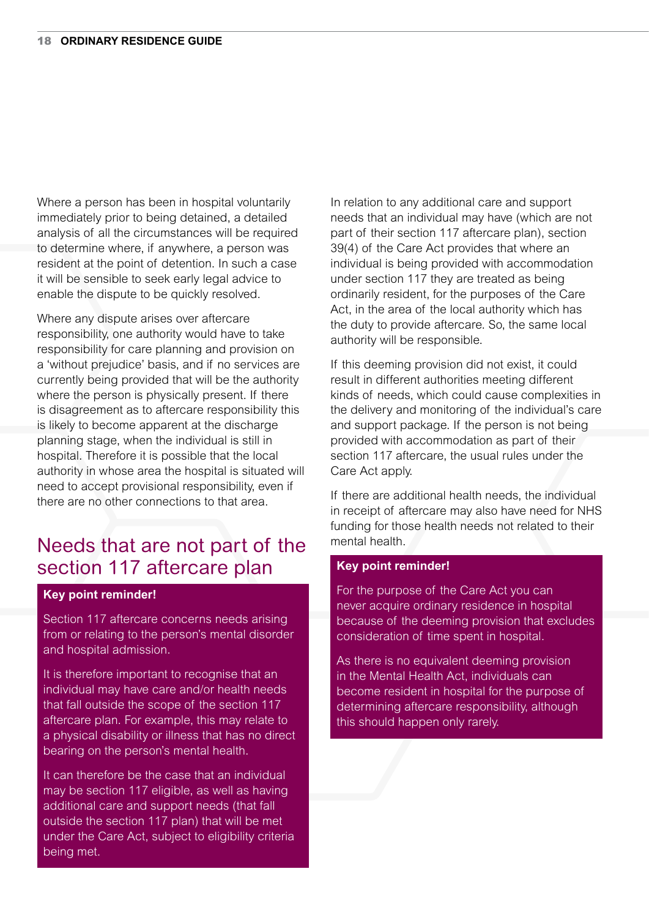Where a person has been in hospital voluntarily immediately prior to being detained, a detailed analysis of all the circumstances will be required to determine where, if anywhere, a person was resident at the point of detention. In such a case it will be sensible to seek early legal advice to enable the dispute to be quickly resolved.

Where any dispute arises over aftercare responsibility, one authority would have to take responsibility for care planning and provision on a 'without prejudice' basis, and if no services are currently being provided that will be the authority where the person is physically present. If there is disagreement as to aftercare responsibility this is likely to become apparent at the discharge planning stage, when the individual is still in hospital. Therefore it is possible that the local authority in whose area the hospital is situated will need to accept provisional responsibility, even if there are no other connections to that area.

## Needs that are not part of the section 117 aftercare plan

> **Key point reminder!**
>
> Section 117 aftercare concerns needs arising from or relating to the person's mental disorder and hospital admission.
>
> It is therefore important to recognise that an individual may have care and/or health needs that fall outside the scope of the section 117 aftercare plan. For example, this may relate to a physical disability or illness that has no direct bearing on the person's mental health.
>
> It can therefore be the case that an individual may be section 117 eligible, as well as having additional care and support needs (that fall outside the section 117 plan) that will be met under the Care Act, subject to eligibility criteria being met.

In relation to any additional care and support needs that an individual may have (which are not part of their section 117 aftercare plan), section 39(4) of the Care Act provides that where an individual is being provided with accommodation under section 117 they are treated as being ordinarily resident, for the purposes of the Care Act, in the area of the local authority which has the duty to provide aftercare. So, the same local authority will be responsible.

If this deeming provision did not exist, it could result in different authorities meeting different kinds of needs, which could cause complexities in the delivery and monitoring of the individual's care and support package. If the person is not being provided with accommodation as part of their section 117 aftercare, the usual rules under the Care Act apply.

If there are additional health needs, the individual in receipt of aftercare may also have need for NHS funding for those health needs not related to their mental health.

> **Key point reminder!**
>
> For the purpose of the Care Act you can never acquire ordinary residence in hospital because of the deeming provision that excludes consideration of time spent in hospital.
>
> As there is no equivalent deeming provision in the Mental Health Act, individuals can become resident in hospital for the purpose of determining aftercare responsibility, although this should happen only rarely.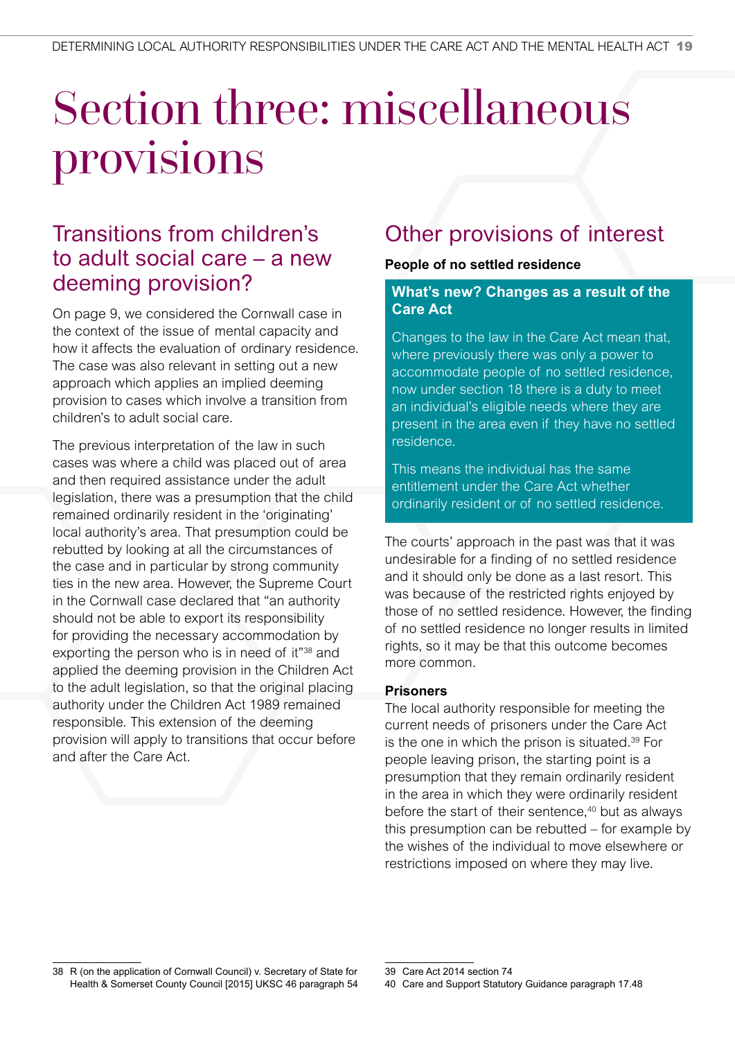# Section three: miscellaneous provisions

## Transitions from children's to adult social care – a new deeming provision?

On page 9, we considered the Cornwall case in the context of the issue of mental capacity and how it affects the evaluation of ordinary residence. The case was also relevant in setting out a new approach which applies an implied deeming provision to cases which involve a transition from children's to adult social care.

The previous interpretation of the law in such cases was where a child was placed out of area and then required assistance under the adult legislation, there was a presumption that the child remained ordinarily resident in the 'originating' local authority's area. That presumption could be rebutted by looking at all the circumstances of the case and in particular by strong community ties in the new area. However, the Supreme Court in the Cornwall case declared that "an authority should not be able to export its responsibility for providing the necessary accommodation by exporting the person who is in need of it"[38] and applied the deeming provision in the Children Act to the adult legislation, so that the original placing authority under the Children Act 1989 remained responsible. This extension of the deeming provision will apply to transitions that occur before and after the Care Act.

## Other provisions of interest

**People of no settled residence**

### What's new? Changes as a result of the Care Act

Changes to the law in the Care Act mean that, where previously there was only a power to accommodate people of no settled residence, now under section 18 there is a duty to meet an individual's eligible needs where they are present in the area even if they have no settled residence.

This means the individual has the same entitlement under the Care Act whether ordinarily resident or of no settled residence.

The courts' approach in the past was that it was undesirable for a finding of no settled residence and it should only be done as a last resort. This was because of the restricted rights enjoyed by those of no settled residence. However, the finding of no settled residence no longer results in limited rights, so it may be that this outcome becomes more common.

**Prisoners**

The local authority responsible for meeting the current needs of prisoners under the Care Act is the one in which the prison is situated.[39] For people leaving prison, the starting point is a presumption that they remain ordinarily resident in the area in which they were ordinarily resident before the start of their sentence,[40] but as always this presumption can be rebutted – for example by the wishes of the individual to move elsewhere or restrictions imposed on where they may live.

---

38 R (on the application of Cornwall Council) v. Secretary of State for Health & Somerset County Council [2015] UKSC 46 paragraph 54

39 Care Act 2014 section 74

40 Care and Support Statutory Guidance paragraph 17.48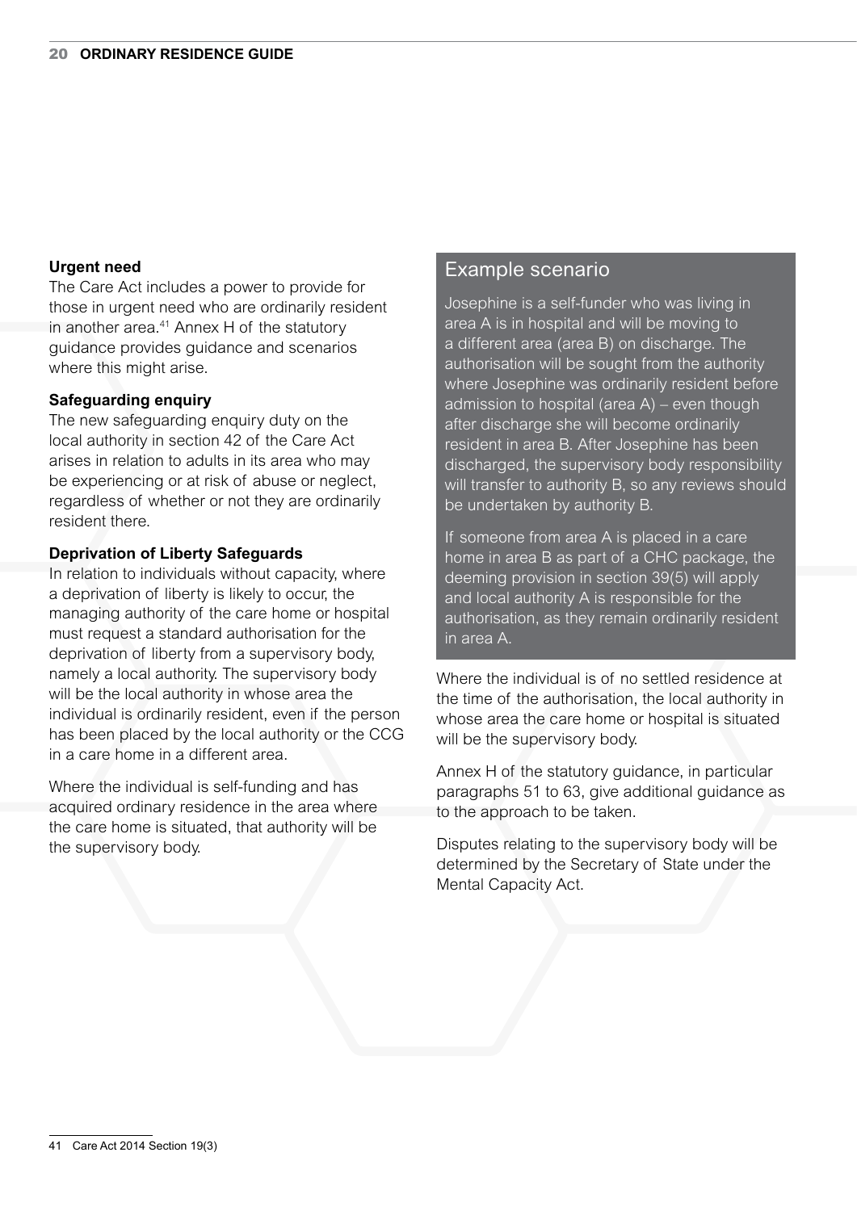**Urgent need**

The Care Act includes a power to provide for those in urgent need who are ordinarily resident in another area.[41] Annex H of the statutory guidance provides guidance and scenarios where this might arise.

**Safeguarding enquiry**

The new safeguarding enquiry duty on the local authority in section 42 of the Care Act arises in relation to adults in its area who may be experiencing or at risk of abuse or neglect, regardless of whether or not they are ordinarily resident there.

**Deprivation of Liberty Safeguards**

In relation to individuals without capacity, where a deprivation of liberty is likely to occur, the managing authority of the care home or hospital must request a standard authorisation for the deprivation of liberty from a supervisory body, namely a local authority. The supervisory body will be the local authority in whose area the individual is ordinarily resident, even if the person has been placed by the local authority or the CCG in a care home in a different area.

Where the individual is self-funding and has acquired ordinary residence in the area where the care home is situated, that authority will be the supervisory body.

## Example scenario

Josephine is a self-funder who was living in area A is in hospital and will be moving to a different area (area B) on discharge. The authorisation will be sought from the authority where Josephine was ordinarily resident before admission to hospital (area A) – even though after discharge she will become ordinarily resident in area B. After Josephine has been discharged, the supervisory body responsibility will transfer to authority B, so any reviews should be undertaken by authority B.

If someone from area A is placed in a care home in area B as part of a CHC package, the deeming provision in section 39(5) will apply and local authority A is responsible for the authorisation, as they remain ordinarily resident in area A.

Where the individual is of no settled residence at the time of the authorisation, the local authority in whose area the care home or hospital is situated will be the supervisory body.

Annex H of the statutory guidance, in particular paragraphs 51 to 63, give additional guidance as to the approach to be taken.

Disputes relating to the supervisory body will be determined by the Secretary of State under the Mental Capacity Act.

---

41 Care Act 2014 Section 19(3)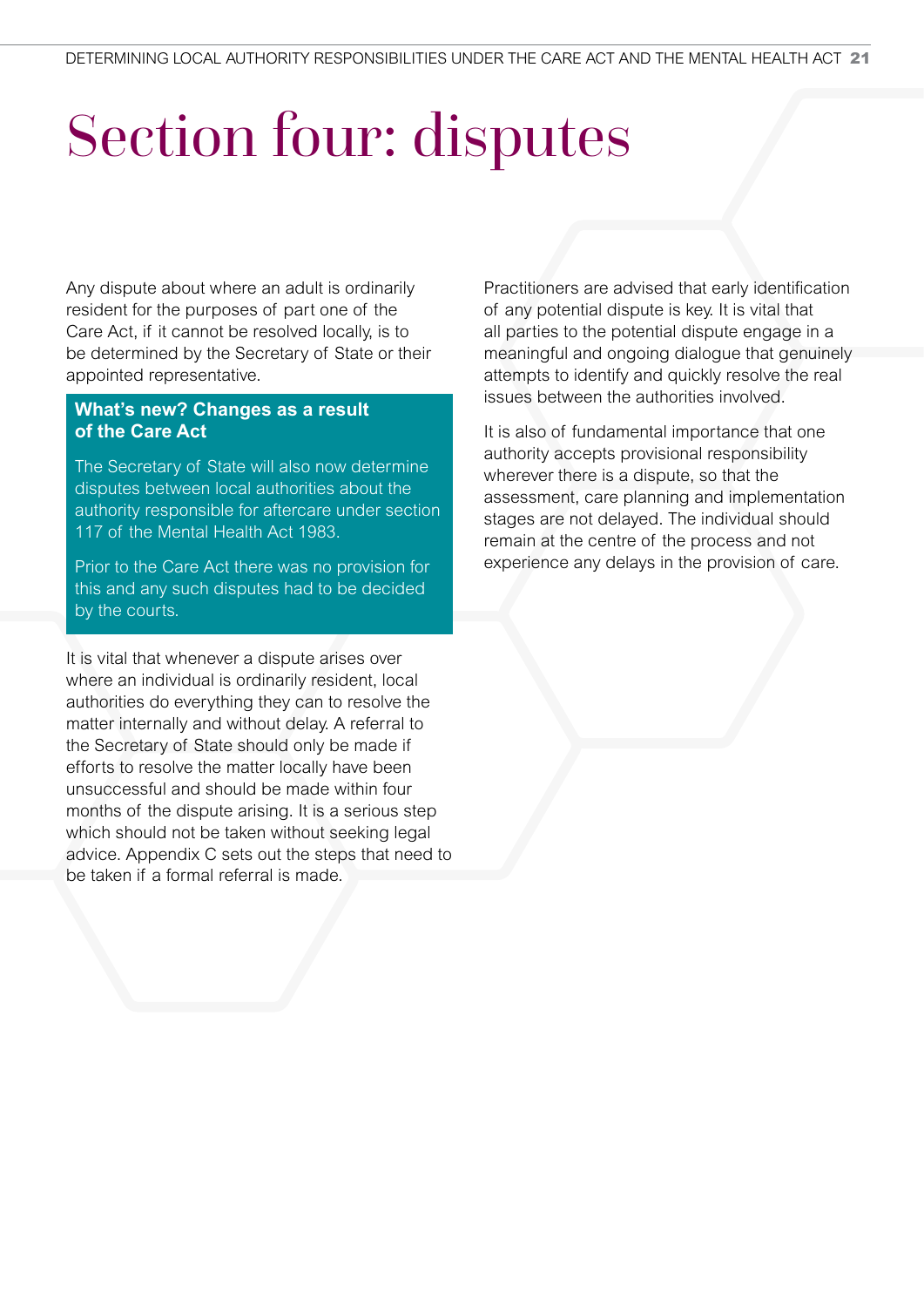# Section four: disputes

Any dispute about where an adult is ordinarily resident for the purposes of part one of the Care Act, if it cannot be resolved locally, is to be determined by the Secretary of State or their appointed representative.

**What's new? Changes as a result of the Care Act**

The Secretary of State will also now determine disputes between local authorities about the authority responsible for aftercare under section 117 of the Mental Health Act 1983.

Prior to the Care Act there was no provision for this and any such disputes had to be decided by the courts.

It is vital that whenever a dispute arises over where an individual is ordinarily resident, local authorities do everything they can to resolve the matter internally and without delay. A referral to the Secretary of State should only be made if efforts to resolve the matter locally have been unsuccessful and should be made within four months of the dispute arising. It is a serious step which should not be taken without seeking legal advice. Appendix C sets out the steps that need to be taken if a formal referral is made.

Practitioners are advised that early identification of any potential dispute is key. It is vital that all parties to the potential dispute engage in a meaningful and ongoing dialogue that genuinely attempts to identify and quickly resolve the real issues between the authorities involved.

It is also of fundamental importance that one authority accepts provisional responsibility wherever there is a dispute, so that the assessment, care planning and implementation stages are not delayed. The individual should remain at the centre of the process and not experience any delays in the provision of care.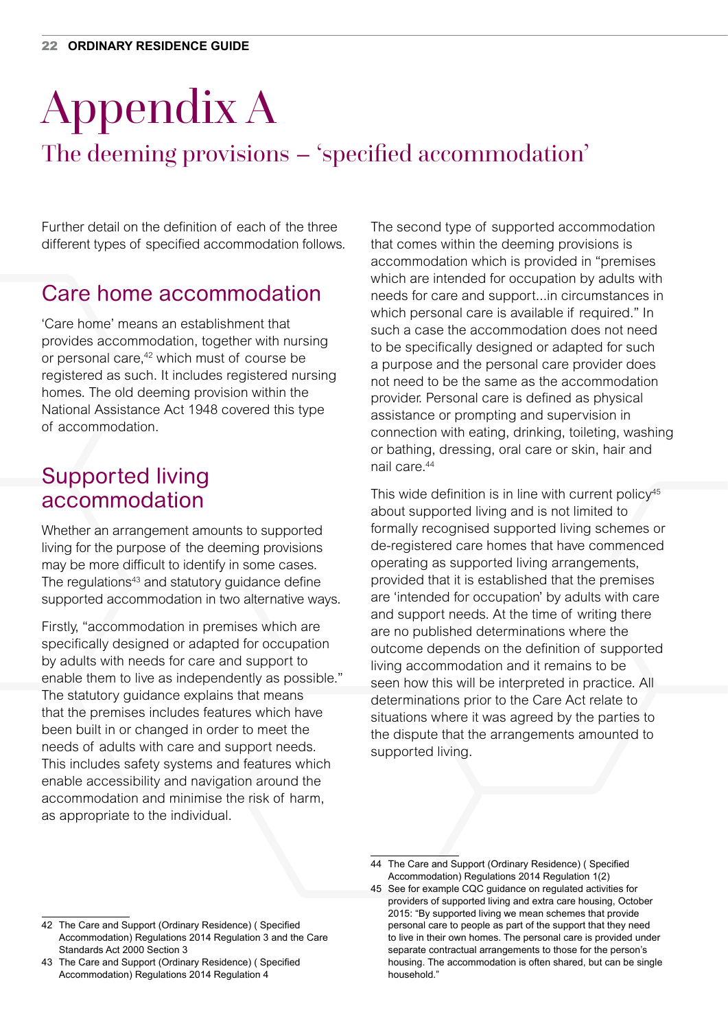# Appendix A

## The deeming provisions – 'specified accommodation'

Further detail on the definition of each of the three different types of specified accommodation follows.

### Care home accommodation

'Care home' means an establishment that provides accommodation, together with nursing or personal care,[42] which must of course be registered as such. It includes registered nursing homes. The old deeming provision within the National Assistance Act 1948 covered this type of accommodation.

### Supported living accommodation

Whether an arrangement amounts to supported living for the purpose of the deeming provisions may be more difficult to identify in some cases. The regulations[43] and statutory guidance define supported accommodation in two alternative ways.

Firstly, "accommodation in premises which are specifically designed or adapted for occupation by adults with needs for care and support to enable them to live as independently as possible." The statutory guidance explains that means that the premises includes features which have been built in or changed in order to meet the needs of adults with care and support needs. This includes safety systems and features which enable accessibility and navigation around the accommodation and minimise the risk of harm, as appropriate to the individual.

The second type of supported accommodation that comes within the deeming provisions is accommodation which is provided in "premises which are intended for occupation by adults with needs for care and support...in circumstances in which personal care is available if required." In such a case the accommodation does not need to be specifically designed or adapted for such a purpose and the personal care provider does not need to be the same as the accommodation provider. Personal care is defined as physical assistance or prompting and supervision in connection with eating, drinking, toileting, washing or bathing, dressing, oral care or skin, hair and nail care.[44]

This wide definition is in line with current policy[45] about supported living and is not limited to formally recognised supported living schemes or de-registered care homes that have commenced operating as supported living arrangements, provided that it is established that the premises are 'intended for occupation' by adults with care and support needs. At the time of writing there are no published determinations where the outcome depends on the definition of supported living accommodation and it remains to be seen how this will be interpreted in practice. All determinations prior to the Care Act relate to situations where it was agreed by the parties to the dispute that the arrangements amounted to supported living.

---

42 The Care and Support (Ordinary Residence) ( Specified Accommodation) Regulations 2014 Regulation 3 and the Care Standards Act 2000 Section 3

43 The Care and Support (Ordinary Residence) ( Specified Accommodation) Regulations 2014 Regulation 4

44 The Care and Support (Ordinary Residence) ( Specified Accommodation) Regulations 2014 Regulation 1(2)

45 See for example CQC guidance on regulated activities for providers of supported living and extra care housing, October 2015: "By supported living we mean schemes that provide personal care to people as part of the support that they need to live in their own homes. The personal care is provided under separate contractual arrangements to those for the person's housing. The accommodation is often shared, but can be single household."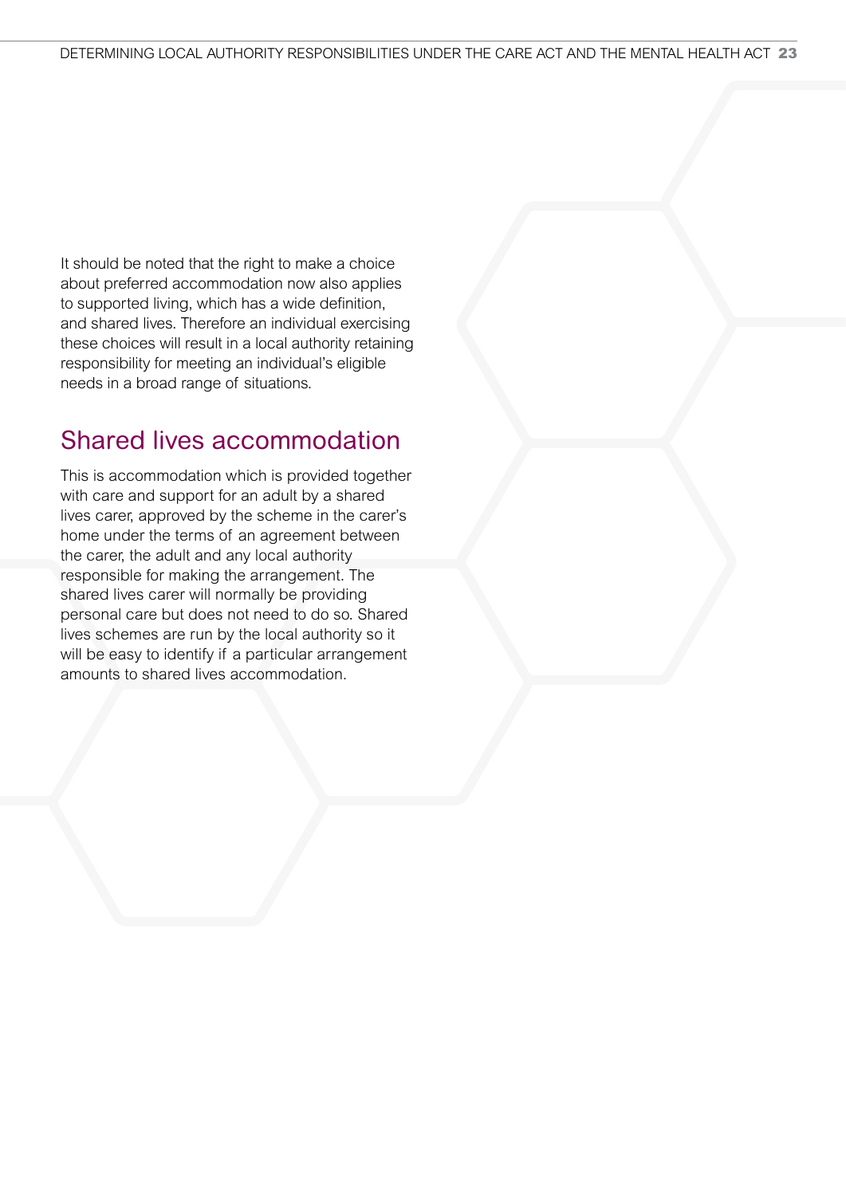It should be noted that the right to make a choice about preferred accommodation now also applies to supported living, which has a wide definition, and shared lives. Therefore an individual exercising these choices will result in a local authority retaining responsibility for meeting an individual's eligible needs in a broad range of situations.

## Shared lives accommodation

This is accommodation which is provided together with care and support for an adult by a shared lives carer, approved by the scheme in the carer's home under the terms of an agreement between the carer, the adult and any local authority responsible for making the arrangement. The shared lives carer will normally be providing personal care but does not need to do so. Shared lives schemes are run by the local authority so it will be easy to identify if a particular arrangement amounts to shared lives accommodation.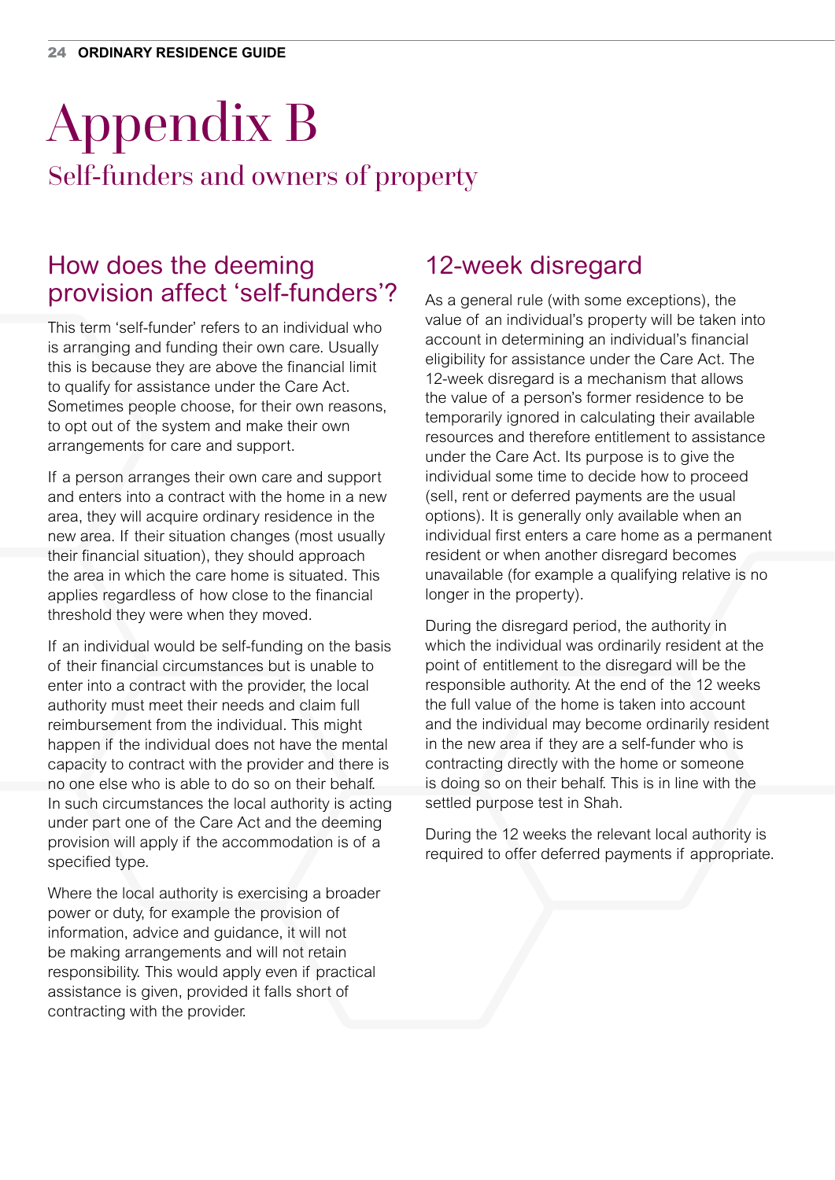# Appendix B

## Self-funders and owners of property

### How does the deeming provision affect 'self-funders'?

This term 'self-funder' refers to an individual who is arranging and funding their own care. Usually this is because they are above the financial limit to qualify for assistance under the Care Act. Sometimes people choose, for their own reasons, to opt out of the system and make their own arrangements for care and support.

If a person arranges their own care and support and enters into a contract with the home in a new area, they will acquire ordinary residence in the new area. If their situation changes (most usually their financial situation), they should approach the area in which the care home is situated. This applies regardless of how close to the financial threshold they were when they moved.

If an individual would be self-funding on the basis of their financial circumstances but is unable to enter into a contract with the provider, the local authority must meet their needs and claim full reimbursement from the individual. This might happen if the individual does not have the mental capacity to contract with the provider and there is no one else who is able to do so on their behalf. In such circumstances the local authority is acting under part one of the Care Act and the deeming provision will apply if the accommodation is of a specified type.

Where the local authority is exercising a broader power or duty, for example the provision of information, advice and guidance, it will not be making arrangements and will not retain responsibility. This would apply even if practical assistance is given, provided it falls short of contracting with the provider.

### 12-week disregard

As a general rule (with some exceptions), the value of an individual's property will be taken into account in determining an individual's financial eligibility for assistance under the Care Act. The 12-week disregard is a mechanism that allows the value of a person's former residence to be temporarily ignored in calculating their available resources and therefore entitlement to assistance under the Care Act. Its purpose is to give the individual some time to decide how to proceed (sell, rent or deferred payments are the usual options). It is generally only available when an individual first enters a care home as a permanent resident or when another disregard becomes unavailable (for example a qualifying relative is no longer in the property).

During the disregard period, the authority in which the individual was ordinarily resident at the point of entitlement to the disregard will be the responsible authority. At the end of the 12 weeks the full value of the home is taken into account and the individual may become ordinarily resident in the new area if they are a self-funder who is contracting directly with the home or someone is doing so on their behalf. This is in line with the settled purpose test in Shah.

During the 12 weeks the relevant local authority is required to offer deferred payments if appropriate.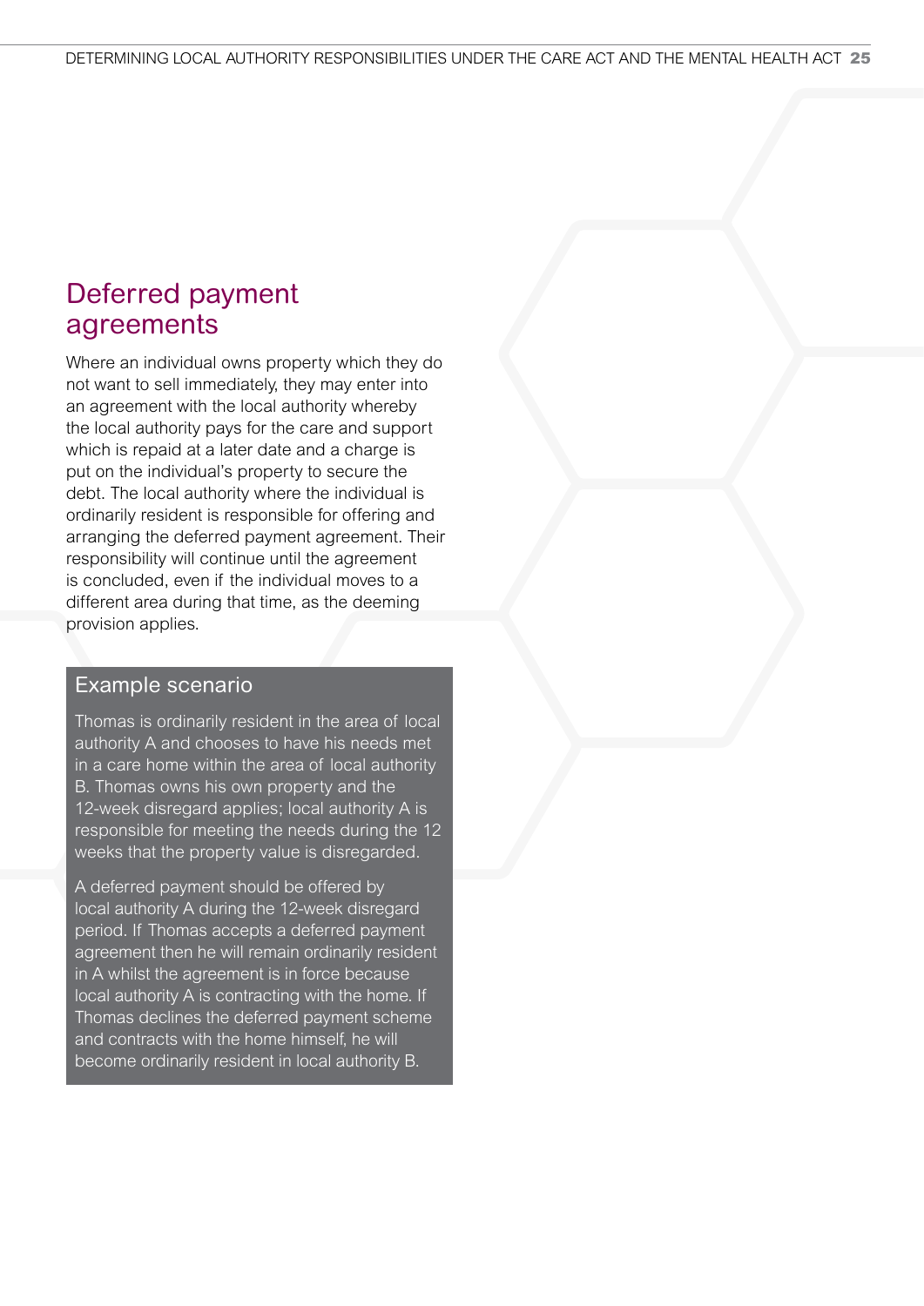## Deferred payment agreements

Where an individual owns property which they do not want to sell immediately, they may enter into an agreement with the local authority whereby the local authority pays for the care and support which is repaid at a later date and a charge is put on the individual's property to secure the debt. The local authority where the individual is ordinarily resident is responsible for offering and arranging the deferred payment agreement. Their responsibility will continue until the agreement is concluded, even if the individual moves to a different area during that time, as the deeming provision applies.

### Example scenario

Thomas is ordinarily resident in the area of local authority A and chooses to have his needs met in a care home within the area of local authority B. Thomas owns his own property and the 12-week disregard applies; local authority A is responsible for meeting the needs during the 12 weeks that the property value is disregarded.

A deferred payment should be offered by local authority A during the 12-week disregard period. If Thomas accepts a deferred payment agreement then he will remain ordinarily resident in A whilst the agreement is in force because local authority A is contracting with the home. If Thomas declines the deferred payment scheme and contracts with the home himself, he will become ordinarily resident in local authority B.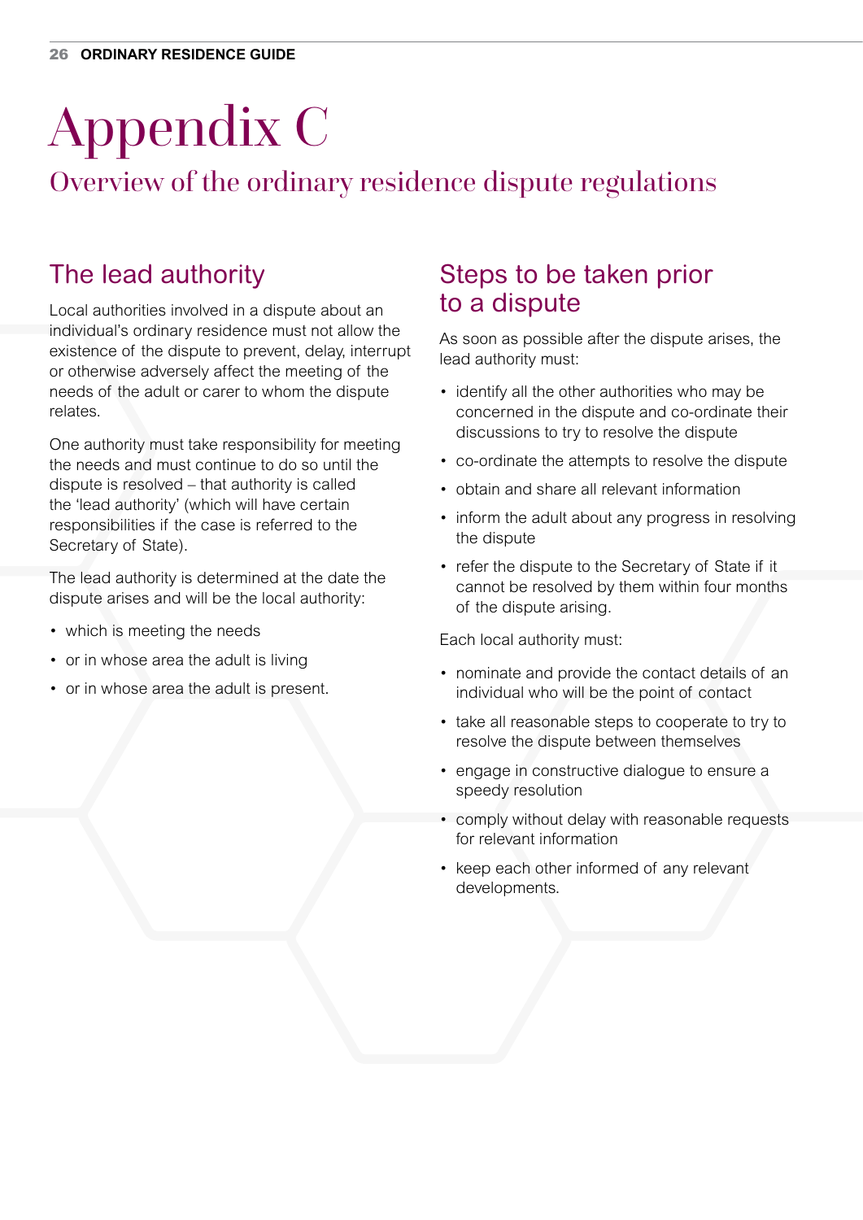# Appendix C

## Overview of the ordinary residence dispute regulations

### The lead authority

Local authorities involved in a dispute about an individual's ordinary residence must not allow the existence of the dispute to prevent, delay, interrupt or otherwise adversely affect the meeting of the needs of the adult or carer to whom the dispute relates.

One authority must take responsibility for meeting the needs and must continue to do so until the dispute is resolved – that authority is called the 'lead authority' (which will have certain responsibilities if the case is referred to the Secretary of State).

The lead authority is determined at the date the dispute arises and will be the local authority:

- which is meeting the needs
- or in whose area the adult is living
- or in whose area the adult is present.

### Steps to be taken prior to a dispute

As soon as possible after the dispute arises, the lead authority must:

- identify all the other authorities who may be concerned in the dispute and co-ordinate their discussions to try to resolve the dispute
- co-ordinate the attempts to resolve the dispute
- obtain and share all relevant information
- inform the adult about any progress in resolving the dispute
- refer the dispute to the Secretary of State if it cannot be resolved by them within four months of the dispute arising.

Each local authority must:

- nominate and provide the contact details of an individual who will be the point of contact
- take all reasonable steps to cooperate to try to resolve the dispute between themselves
- engage in constructive dialogue to ensure a speedy resolution
- comply without delay with reasonable requests for relevant information
- keep each other informed of any relevant developments.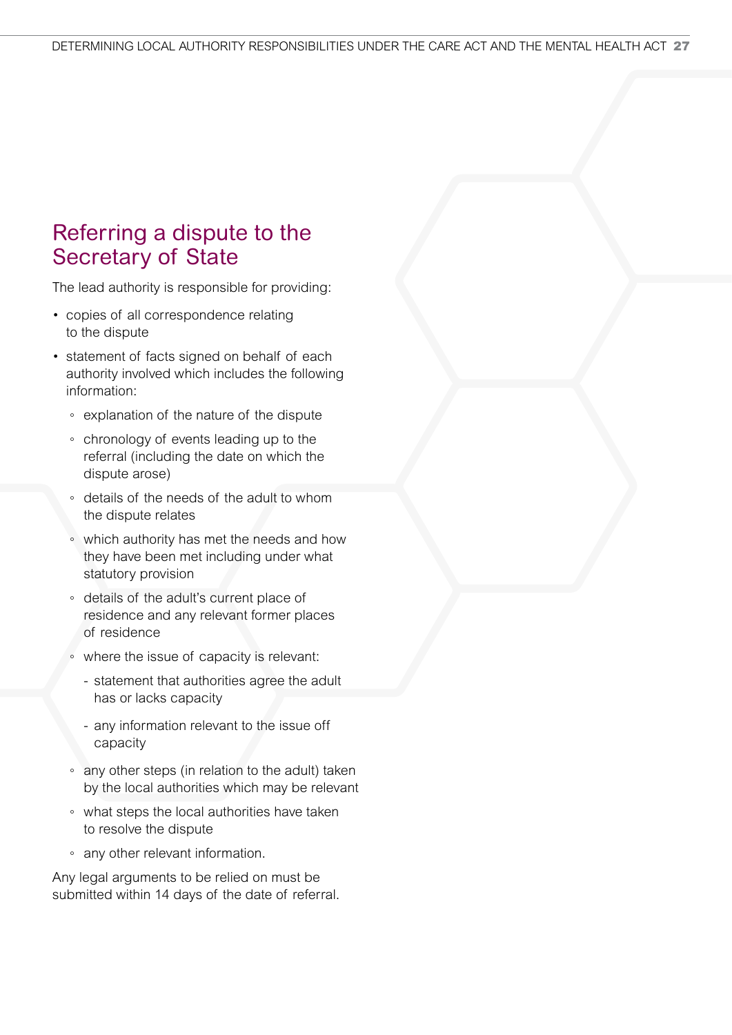## Referring a dispute to the Secretary of State

The lead authority is responsible for providing:

- copies of all correspondence relating to the dispute
- statement of facts signed on behalf of each authority involved which includes the following information:
  - explanation of the nature of the dispute
  - chronology of events leading up to the referral (including the date on which the dispute arose)
  - details of the needs of the adult to whom the dispute relates
  - which authority has met the needs and how they have been met including under what statutory provision
  - details of the adult's current place of residence and any relevant former places of residence
  - where the issue of capacity is relevant:
    - statement that authorities agree the adult has or lacks capacity
    - any information relevant to the issue off capacity
  - any other steps (in relation to the adult) taken by the local authorities which may be relevant
  - what steps the local authorities have taken to resolve the dispute
  - any other relevant information.

Any legal arguments to be relied on must be submitted within 14 days of the date of referral.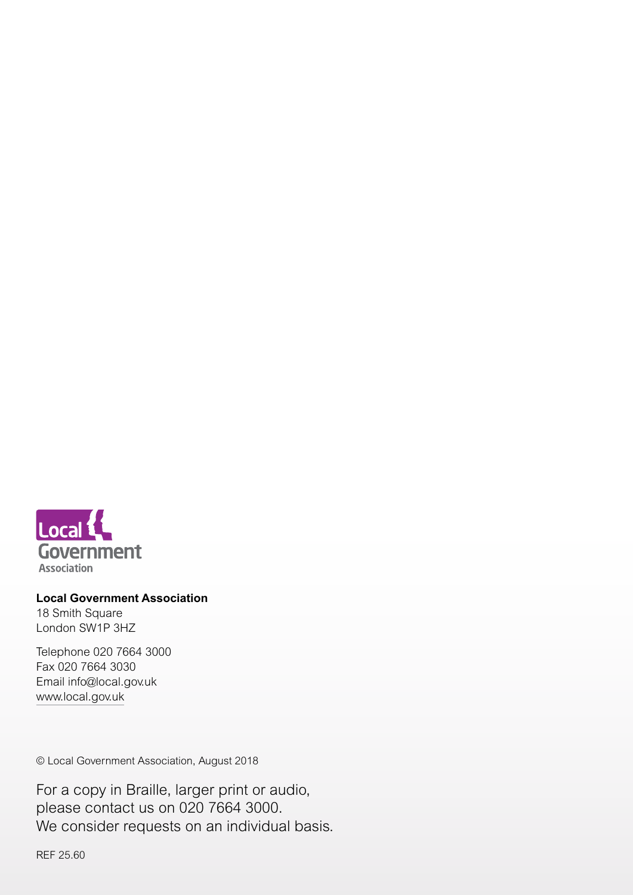Local Government Association

**Local Government Association**
18 Smith Square
London SW1P 3HZ

Telephone 020 7664 3000
Fax 020 7664 3030
Email info@local.gov.uk
www.local.gov.uk

© Local Government Association, August 2018

For a copy in Braille, larger print or audio, please contact us on 020 7664 3000. We consider requests on an individual basis.

REF 25.60